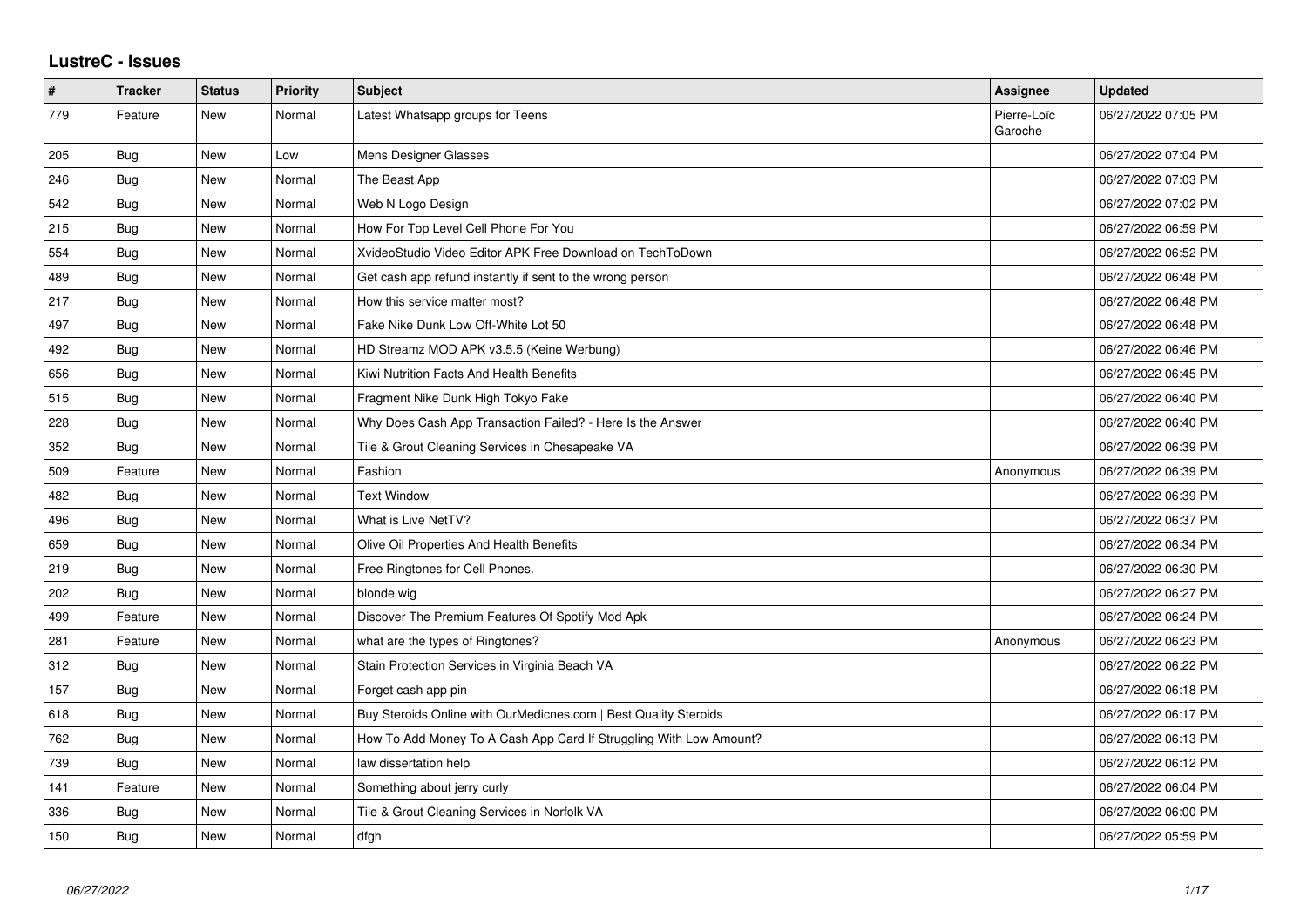# LustreC - Issues

| # | Tracker | Status | Priority | Subject | Assignee | Updated |
|---|---|---|---|---|---|---|
| 779 | Feature | New | Normal | Latest Whatsapp groups for Teens | Pierre-Loïc Garoche | 06/27/2022 07:05 PM |
| 205 | Bug | New | Low | Mens Designer Glasses | | 06/27/2022 07:04 PM |
| 246 | Bug | New | Normal | The Beast App | | 06/27/2022 07:03 PM |
| 542 | Bug | New | Normal | Web N Logo Design | | 06/27/2022 07:02 PM |
| 215 | Bug | New | Normal | How For Top Level Cell Phone For You | | 06/27/2022 06:59 PM |
| 554 | Bug | New | Normal | XvideoStudio Video Editor APK Free Download on TechToDown | | 06/27/2022 06:52 PM |
| 489 | Bug | New | Normal | Get cash app refund instantly if sent to the wrong person | | 06/27/2022 06:48 PM |
| 217 | Bug | New | Normal | How this service matter most? | | 06/27/2022 06:48 PM |
| 497 | Bug | New | Normal | Fake Nike Dunk Low Off-White Lot 50 | | 06/27/2022 06:48 PM |
| 492 | Bug | New | Normal | HD Streamz MOD APK v3.5.5 (Keine Werbung) | | 06/27/2022 06:46 PM |
| 656 | Bug | New | Normal | Kiwi Nutrition Facts And Health Benefits | | 06/27/2022 06:45 PM |
| 515 | Bug | New | Normal | Fragment Nike Dunk High Tokyo Fake | | 06/27/2022 06:40 PM |
| 228 | Bug | New | Normal | Why Does Cash App Transaction Failed? - Here Is the Answer | | 06/27/2022 06:40 PM |
| 352 | Bug | New | Normal | Tile & Grout Cleaning Services in Chesapeake VA | | 06/27/2022 06:39 PM |
| 509 | Feature | New | Normal | Fashion | Anonymous | 06/27/2022 06:39 PM |
| 482 | Bug | New | Normal | Text Window | | 06/27/2022 06:39 PM |
| 496 | Bug | New | Normal | What is Live NetTV? | | 06/27/2022 06:37 PM |
| 659 | Bug | New | Normal | Olive Oil Properties And Health Benefits | | 06/27/2022 06:34 PM |
| 219 | Bug | New | Normal | Free Ringtones for Cell Phones. | | 06/27/2022 06:30 PM |
| 202 | Bug | New | Normal | blonde wig | | 06/27/2022 06:27 PM |
| 499 | Feature | New | Normal | Discover The Premium Features Of Spotify Mod Apk | | 06/27/2022 06:24 PM |
| 281 | Feature | New | Normal | what are the types of Ringtones? | Anonymous | 06/27/2022 06:23 PM |
| 312 | Bug | New | Normal | Stain Protection Services in Virginia Beach VA | | 06/27/2022 06:22 PM |
| 157 | Bug | New | Normal | Forget cash app pin | | 06/27/2022 06:18 PM |
| 618 | Bug | New | Normal | Buy Steroids Online with OurMedicnes.com \| Best Quality Steroids | | 06/27/2022 06:17 PM |
| 762 | Bug | New | Normal | How To Add Money To A Cash App Card If Struggling With Low Amount? | | 06/27/2022 06:13 PM |
| 739 | Bug | New | Normal | law dissertation help | | 06/27/2022 06:12 PM |
| 141 | Feature | New | Normal | Something about jerry curly | | 06/27/2022 06:04 PM |
| 336 | Bug | New | Normal | Tile & Grout Cleaning Services in Norfolk VA | | 06/27/2022 06:00 PM |
| 150 | Bug | New | Normal | dfgh | | 06/27/2022 05:59 PM |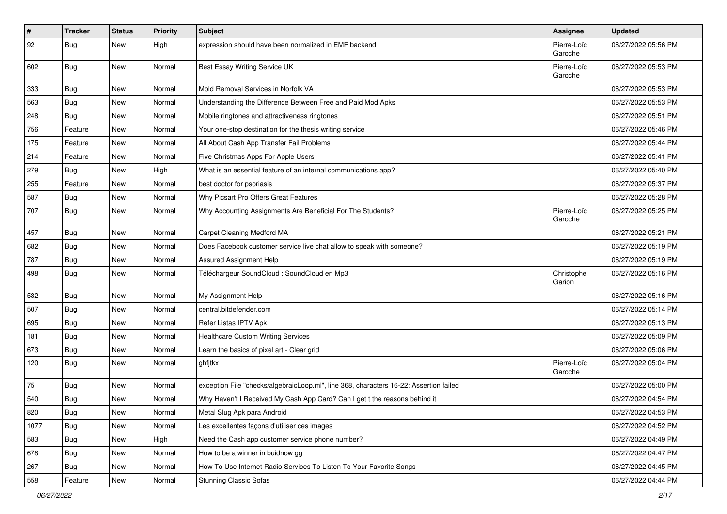| # | Tracker | Status | Priority | Subject | Assignee | Updated |
|---|---|---|---|---|---|---|
| 92 | Bug | New | High | expression should have been normalized in EMF backend | Pierre-Loïc Garoche | 06/27/2022 05:56 PM |
| 602 | Bug | New | Normal | Best Essay Writing Service UK | Pierre-Loïc Garoche | 06/27/2022 05:53 PM |
| 333 | Bug | New | Normal | Mold Removal Services in Norfolk VA | | 06/27/2022 05:53 PM |
| 563 | Bug | New | Normal | Understanding the Difference Between Free and Paid Mod Apks | | 06/27/2022 05:53 PM |
| 248 | Bug | New | Normal | Mobile ringtones and attractiveness ringtones | | 06/27/2022 05:51 PM |
| 756 | Feature | New | Normal | Your one-stop destination for the thesis writing service | | 06/27/2022 05:46 PM |
| 175 | Feature | New | Normal | All About Cash App Transfer Fail Problems | | 06/27/2022 05:44 PM |
| 214 | Feature | New | Normal | Five Christmas Apps For Apple Users | | 06/27/2022 05:41 PM |
| 279 | Bug | New | High | What is an essential feature of an internal communications app? | | 06/27/2022 05:40 PM |
| 255 | Feature | New | Normal | best doctor for psoriasis | | 06/27/2022 05:37 PM |
| 587 | Bug | New | Normal | Why Picsart Pro Offers Great Features | | 06/27/2022 05:28 PM |
| 707 | Bug | New | Normal | Why Accounting Assignments Are Beneficial For The Students? | Pierre-Loïc Garoche | 06/27/2022 05:25 PM |
| 457 | Bug | New | Normal | Carpet Cleaning Medford MA | | 06/27/2022 05:21 PM |
| 682 | Bug | New | Normal | Does Facebook customer service live chat allow to speak with someone? | | 06/27/2022 05:19 PM |
| 787 | Bug | New | Normal | Assured Assignment Help | | 06/27/2022 05:19 PM |
| 498 | Bug | New | Normal | Téléchargeur SoundCloud : SoundCloud en Mp3 | Christophe Garion | 06/27/2022 05:16 PM |
| 532 | Bug | New | Normal | My Assignment Help | | 06/27/2022 05:16 PM |
| 507 | Bug | New | Normal | central.bitdefender.com | | 06/27/2022 05:14 PM |
| 695 | Bug | New | Normal | Refer Listas IPTV Apk | | 06/27/2022 05:13 PM |
| 181 | Bug | New | Normal | Healthcare Custom Writing Services | | 06/27/2022 05:09 PM |
| 673 | Bug | New | Normal | Learn the basics of pixel art - Clear grid | | 06/27/2022 05:06 PM |
| 120 | Bug | New | Normal | ghfjtkx | Pierre-Loïc Garoche | 06/27/2022 05:04 PM |
| 75 | Bug | New | Normal | exception File "checks/algebraicLoop.ml", line 368, characters 16-22: Assertion failed | | 06/27/2022 05:00 PM |
| 540 | Bug | New | Normal | Why Haven't I Received My Cash App Card? Can I get t the reasons behind it | | 06/27/2022 04:54 PM |
| 820 | Bug | New | Normal | Metal Slug Apk para Android | | 06/27/2022 04:53 PM |
| 1077 | Bug | New | Normal | Les excellentes façons d'utiliser ces images | | 06/27/2022 04:52 PM |
| 583 | Bug | New | High | Need the Cash app customer service phone number? | | 06/27/2022 04:49 PM |
| 678 | Bug | New | Normal | How to be a winner in buidnow gg | | 06/27/2022 04:47 PM |
| 267 | Bug | New | Normal | How To Use Internet Radio Services To Listen To Your Favorite Songs | | 06/27/2022 04:45 PM |
| 558 | Feature | New | Normal | Stunning Classic Sofas | | 06/27/2022 04:44 PM |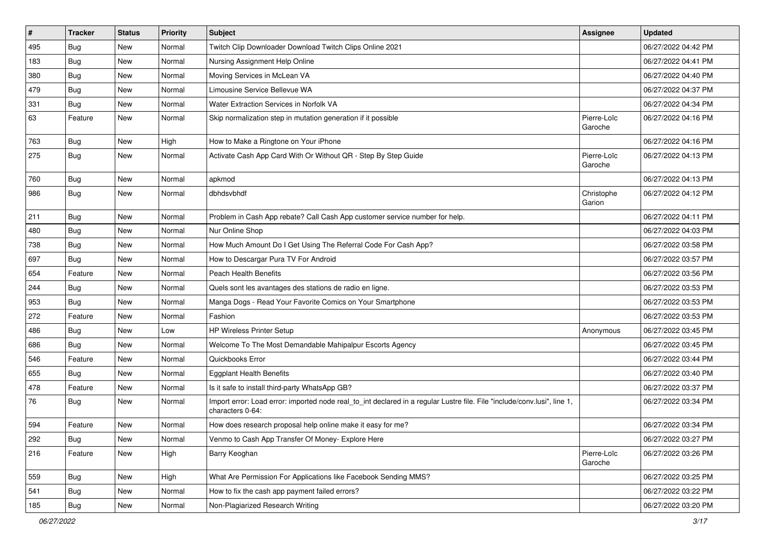| # | Tracker | Status | Priority | Subject | Assignee | Updated |
|---|---|---|---|---|---|---|
| 495 | Bug | New | Normal | Twitch Clip Downloader Download Twitch Clips Online 2021 | | 06/27/2022 04:42 PM |
| 183 | Bug | New | Normal | Nursing Assignment Help Online | | 06/27/2022 04:41 PM |
| 380 | Bug | New | Normal | Moving Services in McLean VA | | 06/27/2022 04:40 PM |
| 479 | Bug | New | Normal | Limousine Service Bellevue WA | | 06/27/2022 04:37 PM |
| 331 | Bug | New | Normal | Water Extraction Services in Norfolk VA | | 06/27/2022 04:34 PM |
| 63 | Feature | New | Normal | Skip normalization step in mutation generation if it possible | Pierre-Loïc Garoche | 06/27/2022 04:16 PM |
| 763 | Bug | New | High | How to Make a Ringtone on Your iPhone | | 06/27/2022 04:16 PM |
| 275 | Bug | New | Normal | Activate Cash App Card With Or Without QR - Step By Step Guide | Pierre-Loïc Garoche | 06/27/2022 04:13 PM |
| 760 | Bug | New | Normal | apkmod | | 06/27/2022 04:13 PM |
| 986 | Bug | New | Normal | dbhdsvbhdf | Christophe Garion | 06/27/2022 04:12 PM |
| 211 | Bug | New | Normal | Problem in Cash App rebate? Call Cash App customer service number for help. | | 06/27/2022 04:11 PM |
| 480 | Bug | New | Normal | Nur Online Shop | | 06/27/2022 04:03 PM |
| 738 | Bug | New | Normal | How Much Amount Do I Get Using The Referral Code For Cash App? | | 06/27/2022 03:58 PM |
| 697 | Bug | New | Normal | How to Descargar Pura TV For Android | | 06/27/2022 03:57 PM |
| 654 | Feature | New | Normal | Peach Health Benefits | | 06/27/2022 03:56 PM |
| 244 | Bug | New | Normal | Quels sont les avantages des stations de radio en ligne. | | 06/27/2022 03:53 PM |
| 953 | Bug | New | Normal | Manga Dogs - Read Your Favorite Comics on Your Smartphone | | 06/27/2022 03:53 PM |
| 272 | Feature | New | Normal | Fashion | | 06/27/2022 03:53 PM |
| 486 | Bug | New | Low | HP Wireless Printer Setup | Anonymous | 06/27/2022 03:45 PM |
| 686 | Bug | New | Normal | Welcome To The Most Demandable Mahipalpur Escorts Agency | | 06/27/2022 03:45 PM |
| 546 | Feature | New | Normal | Quickbooks Error | | 06/27/2022 03:44 PM |
| 655 | Bug | New | Normal | Eggplant Health Benefits | | 06/27/2022 03:40 PM |
| 478 | Feature | New | Normal | Is it safe to install third-party WhatsApp GB? | | 06/27/2022 03:37 PM |
| 76 | Bug | New | Normal | Import error: Load error: imported node real_to_int declared in a regular Lustre file. File "include/conv.lusi", line 1, characters 0-64: | | 06/27/2022 03:34 PM |
| 594 | Feature | New | Normal | How does research proposal help online make it easy for me? | | 06/27/2022 03:34 PM |
| 292 | Bug | New | Normal | Venmo to Cash App Transfer Of Money- Explore Here | | 06/27/2022 03:27 PM |
| 216 | Feature | New | High | Barry Keoghan | Pierre-Loïc Garoche | 06/27/2022 03:26 PM |
| 559 | Bug | New | High | What Are Permission For Applications like Facebook Sending MMS? | | 06/27/2022 03:25 PM |
| 541 | Bug | New | Normal | How to fix the cash app payment failed errors? | | 06/27/2022 03:22 PM |
| 185 | Bug | New | Normal | Non-Plagiarized Research Writing | | 06/27/2022 03:20 PM |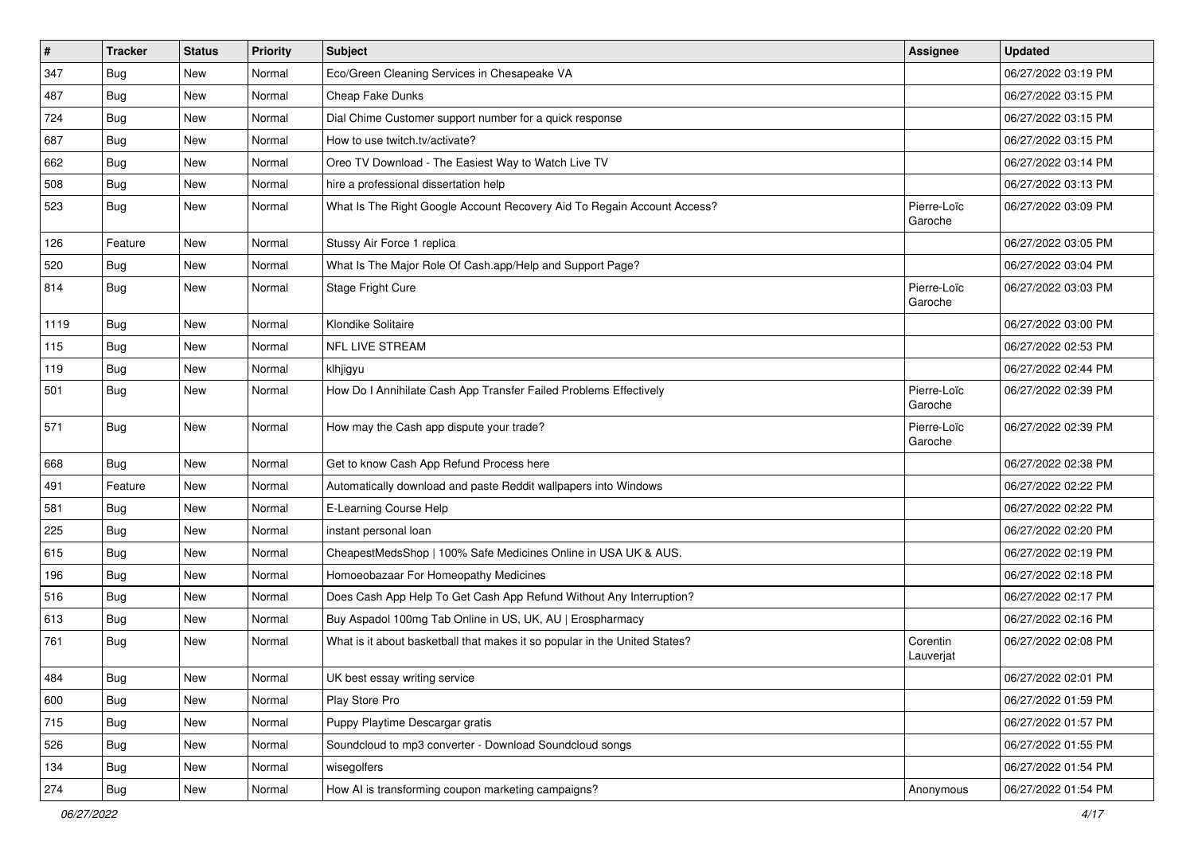| # | Tracker | Status | Priority | Subject | Assignee | Updated |
|---|---|---|---|---|---|---|
| 347 | Bug | New | Normal | Eco/Green Cleaning Services in Chesapeake VA | | 06/27/2022 03:19 PM |
| 487 | Bug | New | Normal | Cheap Fake Dunks | | 06/27/2022 03:15 PM |
| 724 | Bug | New | Normal | Dial Chime Customer support number for a quick response | | 06/27/2022 03:15 PM |
| 687 | Bug | New | Normal | How to use twitch.tv/activate? | | 06/27/2022 03:15 PM |
| 662 | Bug | New | Normal | Oreo TV Download - The Easiest Way to Watch Live TV | | 06/27/2022 03:14 PM |
| 508 | Bug | New | Normal | hire a professional dissertation help | | 06/27/2022 03:13 PM |
| 523 | Bug | New | Normal | What Is The Right Google Account Recovery Aid To Regain Account Access? | Pierre-Loïc Garoche | 06/27/2022 03:09 PM |
| 126 | Feature | New | Normal | Stussy Air Force 1 replica | | 06/27/2022 03:05 PM |
| 520 | Bug | New | Normal | What Is The Major Role Of Cash.app/Help and Support Page? | | 06/27/2022 03:04 PM |
| 814 | Bug | New | Normal | Stage Fright Cure | Pierre-Loïc Garoche | 06/27/2022 03:03 PM |
| 1119 | Bug | New | Normal | Klondike Solitaire | | 06/27/2022 03:00 PM |
| 115 | Bug | New | Normal | NFL LIVE STREAM | | 06/27/2022 02:53 PM |
| 119 | Bug | New | Normal | klhjigyu | | 06/27/2022 02:44 PM |
| 501 | Bug | New | Normal | How Do I Annihilate Cash App Transfer Failed Problems Effectively | Pierre-Loïc Garoche | 06/27/2022 02:39 PM |
| 571 | Bug | New | Normal | How may the Cash app dispute your trade? | Pierre-Loïc Garoche | 06/27/2022 02:39 PM |
| 668 | Bug | New | Normal | Get to know Cash App Refund Process here | | 06/27/2022 02:38 PM |
| 491 | Feature | New | Normal | Automatically download and paste Reddit wallpapers into Windows | | 06/27/2022 02:22 PM |
| 581 | Bug | New | Normal | E-Learning Course Help | | 06/27/2022 02:22 PM |
| 225 | Bug | New | Normal | instant personal loan | | 06/27/2022 02:20 PM |
| 615 | Bug | New | Normal | CheapestMedsShop \| 100% Safe Medicines Online in USA UK & AUS. | | 06/27/2022 02:19 PM |
| 196 | Bug | New | Normal | Homoeobazaar For Homeopathy Medicines | | 06/27/2022 02:18 PM |
| 516 | Bug | New | Normal | Does Cash App Help To Get Cash App Refund Without Any Interruption? | | 06/27/2022 02:17 PM |
| 613 | Bug | New | Normal | Buy Aspadol 100mg Tab Online in US, UK, AU \| Erospharmacy | | 06/27/2022 02:16 PM |
| 761 | Bug | New | Normal | What is it about basketball that makes it so popular in the United States? | Corentin Lauverjat | 06/27/2022 02:08 PM |
| 484 | Bug | New | Normal | UK best essay writing service | | 06/27/2022 02:01 PM |
| 600 | Bug | New | Normal | Play Store Pro | | 06/27/2022 01:59 PM |
| 715 | Bug | New | Normal | Puppy Playtime Descargar gratis | | 06/27/2022 01:57 PM |
| 526 | Bug | New | Normal | Soundcloud to mp3 converter - Download Soundcloud songs | | 06/27/2022 01:55 PM |
| 134 | Bug | New | Normal | wisegolfers | | 06/27/2022 01:54 PM |
| 274 | Bug | New | Normal | How AI is transforming coupon marketing campaigns? | Anonymous | 06/27/2022 01:54 PM |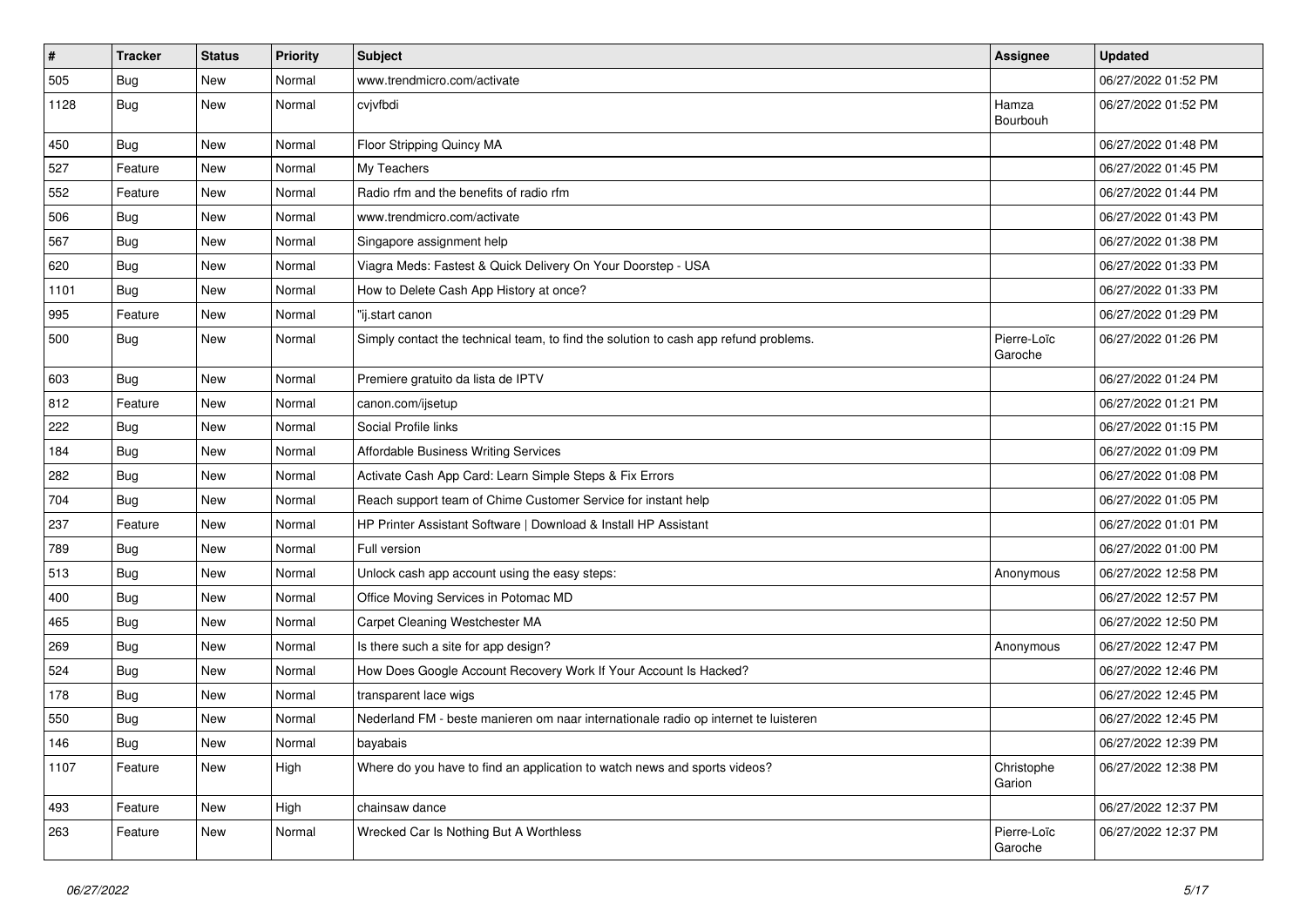| # | Tracker | Status | Priority | Subject | Assignee | Updated |
| --- | --- | --- | --- | --- | --- | --- |
| 505 | Bug | New | Normal | www.trendmicro.com/activate | | 06/27/2022 01:52 PM |
| 1128 | Bug | New | Normal | cvjvfbdi | Hamza Bourbouh | 06/27/2022 01:52 PM |
| 450 | Bug | New | Normal | Floor Stripping Quincy MA | | 06/27/2022 01:48 PM |
| 527 | Feature | New | Normal | My Teachers | | 06/27/2022 01:45 PM |
| 552 | Feature | New | Normal | Radio rfm and the benefits of radio rfm | | 06/27/2022 01:44 PM |
| 506 | Bug | New | Normal | www.trendmicro.com/activate | | 06/27/2022 01:43 PM |
| 567 | Bug | New | Normal | Singapore assignment help | | 06/27/2022 01:38 PM |
| 620 | Bug | New | Normal | Viagra Meds: Fastest & Quick Delivery On Your Doorstep - USA | | 06/27/2022 01:33 PM |
| 1101 | Bug | New | Normal | How to Delete Cash App History at once? | | 06/27/2022 01:33 PM |
| 995 | Feature | New | Normal | "ij.start canon | | 06/27/2022 01:29 PM |
| 500 | Bug | New | Normal | Simply contact the technical team, to find the solution to cash app refund problems. | Pierre-Loïc Garoche | 06/27/2022 01:26 PM |
| 603 | Bug | New | Normal | Premiere gratuito da lista de IPTV | | 06/27/2022 01:24 PM |
| 812 | Feature | New | Normal | canon.com/ijsetup | | 06/27/2022 01:21 PM |
| 222 | Bug | New | Normal | Social Profile links | | 06/27/2022 01:15 PM |
| 184 | Bug | New | Normal | Affordable Business Writing Services | | 06/27/2022 01:09 PM |
| 282 | Bug | New | Normal | Activate Cash App Card: Learn Simple Steps & Fix Errors | | 06/27/2022 01:08 PM |
| 704 | Bug | New | Normal | Reach support team of Chime Customer Service for instant help | | 06/27/2022 01:05 PM |
| 237 | Feature | New | Normal | HP Printer Assistant Software \| Download & Install HP Assistant | | 06/27/2022 01:01 PM |
| 789 | Bug | New | Normal | Full version | | 06/27/2022 01:00 PM |
| 513 | Bug | New | Normal | Unlock cash app account using the easy steps: | Anonymous | 06/27/2022 12:58 PM |
| 400 | Bug | New | Normal | Office Moving Services in Potomac MD | | 06/27/2022 12:57 PM |
| 465 | Bug | New | Normal | Carpet Cleaning Westchester MA | | 06/27/2022 12:50 PM |
| 269 | Bug | New | Normal | Is there such a site for app design? | Anonymous | 06/27/2022 12:47 PM |
| 524 | Bug | New | Normal | How Does Google Account Recovery Work If Your Account Is Hacked? | | 06/27/2022 12:46 PM |
| 178 | Bug | New | Normal | transparent lace wigs | | 06/27/2022 12:45 PM |
| 550 | Bug | New | Normal | Nederland FM - beste manieren om naar internationale radio op internet te luisteren | | 06/27/2022 12:45 PM |
| 146 | Bug | New | Normal | bayabais | | 06/27/2022 12:39 PM |
| 1107 | Feature | New | High | Where do you have to find an application to watch news and sports videos? | Christophe Garion | 06/27/2022 12:38 PM |
| 493 | Feature | New | High | chainsaw dance | | 06/27/2022 12:37 PM |
| 263 | Feature | New | Normal | Wrecked Car Is Nothing But A Worthless | Pierre-Loïc Garoche | 06/27/2022 12:37 PM |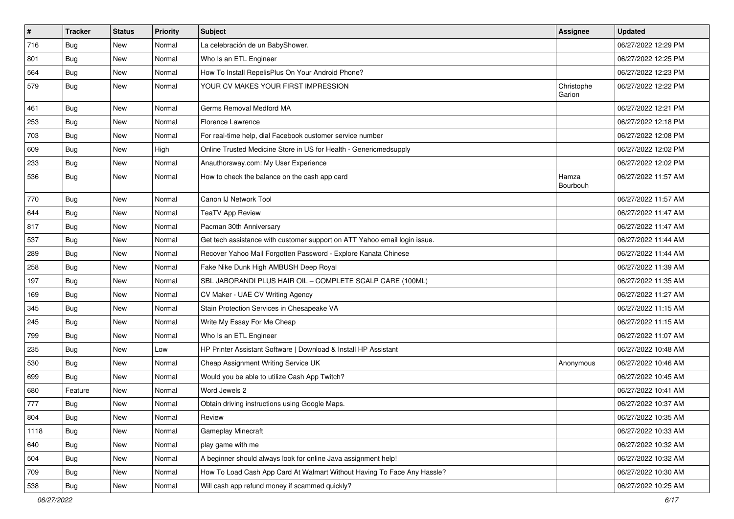| # | Tracker | Status | Priority | Subject | Assignee | Updated |
|---|---|---|---|---|---|---|
| 716 | Bug | New | Normal | La celebración de un BabyShower. | | 06/27/2022 12:29 PM |
| 801 | Bug | New | Normal | Who Is an ETL Engineer | | 06/27/2022 12:25 PM |
| 564 | Bug | New | Normal | How To Install RepelisPlus On Your Android Phone? | | 06/27/2022 12:23 PM |
| 579 | Bug | New | Normal | YOUR CV MAKES YOUR FIRST IMPRESSION | Christophe Garion | 06/27/2022 12:22 PM |
| 461 | Bug | New | Normal | Germs Removal Medford MA | | 06/27/2022 12:21 PM |
| 253 | Bug | New | Normal | Florence Lawrence | | 06/27/2022 12:18 PM |
| 703 | Bug | New | Normal | For real-time help, dial Facebook customer service number | | 06/27/2022 12:08 PM |
| 609 | Bug | New | High | Online Trusted Medicine Store in US for Health - Genericmedsupply | | 06/27/2022 12:02 PM |
| 233 | Bug | New | Normal | Anauthorsway.com: My User Experience | | 06/27/2022 12:02 PM |
| 536 | Bug | New | Normal | How to check the balance on the cash app card | Hamza Bourbouh | 06/27/2022 11:57 AM |
| 770 | Bug | New | Normal | Canon IJ Network Tool | | 06/27/2022 11:57 AM |
| 644 | Bug | New | Normal | TeaTV App Review | | 06/27/2022 11:47 AM |
| 817 | Bug | New | Normal | Pacman 30th Anniversary | | 06/27/2022 11:47 AM |
| 537 | Bug | New | Normal | Get tech assistance with customer support on ATT Yahoo email login issue. | | 06/27/2022 11:44 AM |
| 289 | Bug | New | Normal | Recover Yahoo Mail Forgotten Password - Explore Kanata Chinese | | 06/27/2022 11:44 AM |
| 258 | Bug | New | Normal | Fake Nike Dunk High AMBUSH Deep Royal | | 06/27/2022 11:39 AM |
| 197 | Bug | New | Normal | SBL JABORANDI PLUS HAIR OIL – COMPLETE SCALP CARE (100ML) | | 06/27/2022 11:35 AM |
| 169 | Bug | New | Normal | CV Maker - UAE CV Writing Agency | | 06/27/2022 11:27 AM |
| 345 | Bug | New | Normal | Stain Protection Services in Chesapeake VA | | 06/27/2022 11:15 AM |
| 245 | Bug | New | Normal | Write My Essay For Me Cheap | | 06/27/2022 11:15 AM |
| 799 | Bug | New | Normal | Who Is an ETL Engineer | | 06/27/2022 11:07 AM |
| 235 | Bug | New | Low | HP Printer Assistant Software \| Download & Install HP Assistant | | 06/27/2022 10:48 AM |
| 530 | Bug | New | Normal | Cheap Assignment Writing Service UK | Anonymous | 06/27/2022 10:46 AM |
| 699 | Bug | New | Normal | Would you be able to utilize Cash App Twitch? | | 06/27/2022 10:45 AM |
| 680 | Feature | New | Normal | Word Jewels 2 | | 06/27/2022 10:41 AM |
| 777 | Bug | New | Normal | Obtain driving instructions using Google Maps. | | 06/27/2022 10:37 AM |
| 804 | Bug | New | Normal | Review | | 06/27/2022 10:35 AM |
| 1118 | Bug | New | Normal | Gameplay Minecraft | | 06/27/2022 10:33 AM |
| 640 | Bug | New | Normal | play game with me | | 06/27/2022 10:32 AM |
| 504 | Bug | New | Normal | A beginner should always look for online Java assignment help! | | 06/27/2022 10:32 AM |
| 709 | Bug | New | Normal | How To Load Cash App Card At Walmart Without Having To Face Any Hassle? | | 06/27/2022 10:30 AM |
| 538 | Bug | New | Normal | Will cash app refund money if scammed quickly? | | 06/27/2022 10:25 AM |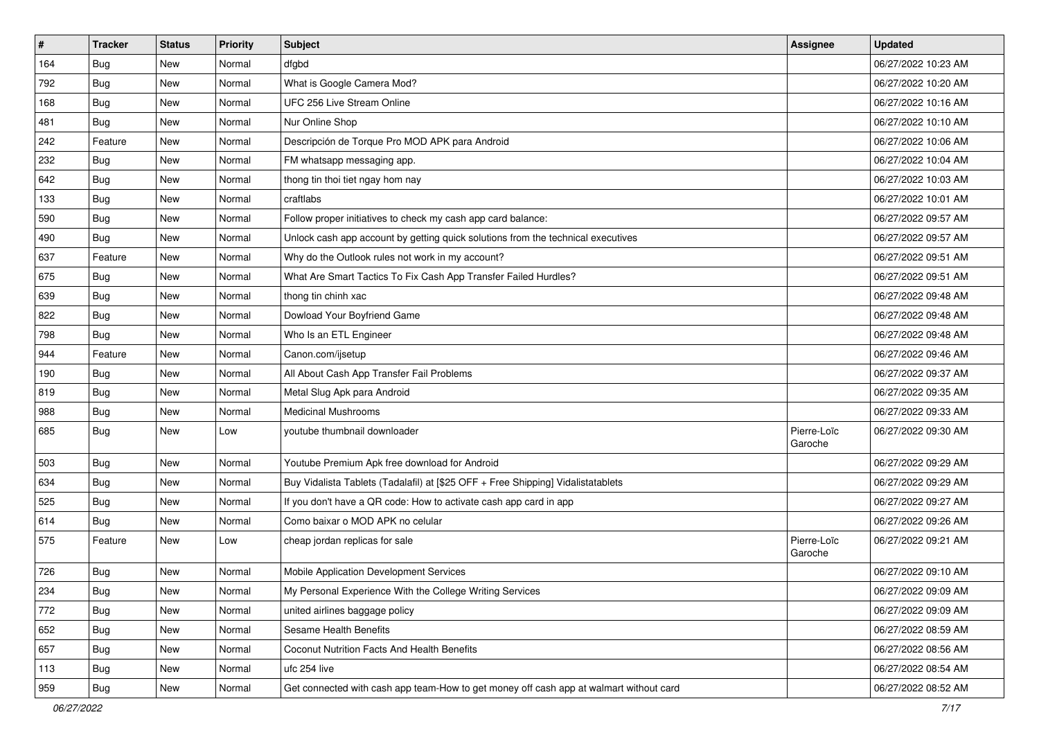| # | Tracker | Status | Priority | Subject | Assignee | Updated |
|---|---|---|---|---|---|---|
| 164 | Bug | New | Normal | dfgbd | | 06/27/2022 10:23 AM |
| 792 | Bug | New | Normal | What is Google Camera Mod? | | 06/27/2022 10:20 AM |
| 168 | Bug | New | Normal | UFC 256 Live Stream Online | | 06/27/2022 10:16 AM |
| 481 | Bug | New | Normal | Nur Online Shop | | 06/27/2022 10:10 AM |
| 242 | Feature | New | Normal | Descripción de Torque Pro MOD APK para Android | | 06/27/2022 10:06 AM |
| 232 | Bug | New | Normal | FM whatsapp messaging app. | | 06/27/2022 10:04 AM |
| 642 | Bug | New | Normal | thong tin thoi tiet ngay hom nay | | 06/27/2022 10:03 AM |
| 133 | Bug | New | Normal | craftlabs | | 06/27/2022 10:01 AM |
| 590 | Bug | New | Normal | Follow proper initiatives to check my cash app card balance: | | 06/27/2022 09:57 AM |
| 490 | Bug | New | Normal | Unlock cash app account by getting quick solutions from the technical executives | | 06/27/2022 09:57 AM |
| 637 | Feature | New | Normal | Why do the Outlook rules not work in my account? | | 06/27/2022 09:51 AM |
| 675 | Bug | New | Normal | What Are Smart Tactics To Fix Cash App Transfer Failed Hurdles? | | 06/27/2022 09:51 AM |
| 639 | Bug | New | Normal | thong tin chinh xac | | 06/27/2022 09:48 AM |
| 822 | Bug | New | Normal | Dowload Your Boyfriend Game | | 06/27/2022 09:48 AM |
| 798 | Bug | New | Normal | Who Is an ETL Engineer | | 06/27/2022 09:48 AM |
| 944 | Feature | New | Normal | Canon.com/ijsetup | | 06/27/2022 09:46 AM |
| 190 | Bug | New | Normal | All About Cash App Transfer Fail Problems | | 06/27/2022 09:37 AM |
| 819 | Bug | New | Normal | Metal Slug Apk para Android | | 06/27/2022 09:35 AM |
| 988 | Bug | New | Normal | Medicinal Mushrooms | | 06/27/2022 09:33 AM |
| 685 | Bug | New | Low | youtube thumbnail downloader | Pierre-Loïc Garoche | 06/27/2022 09:30 AM |
| 503 | Bug | New | Normal | Youtube Premium Apk free download for Android | | 06/27/2022 09:29 AM |
| 634 | Bug | New | Normal | Buy Vidalista Tablets (Tadalafil) at [$25 OFF + Free Shipping] Vidalistatablets | | 06/27/2022 09:29 AM |
| 525 | Bug | New | Normal | If you don't have a QR code: How to activate cash app card in app | | 06/27/2022 09:27 AM |
| 614 | Bug | New | Normal | Como baixar o MOD APK no celular | | 06/27/2022 09:26 AM |
| 575 | Feature | New | Low | cheap jordan replicas for sale | Pierre-Loïc Garoche | 06/27/2022 09:21 AM |
| 726 | Bug | New | Normal | Mobile Application Development Services | | 06/27/2022 09:10 AM |
| 234 | Bug | New | Normal | My Personal Experience With the College Writing Services | | 06/27/2022 09:09 AM |
| 772 | Bug | New | Normal | united airlines baggage policy | | 06/27/2022 09:09 AM |
| 652 | Bug | New | Normal | Sesame Health Benefits | | 06/27/2022 08:59 AM |
| 657 | Bug | New | Normal | Coconut Nutrition Facts And Health Benefits | | 06/27/2022 08:56 AM |
| 113 | Bug | New | Normal | ufc 254 live | | 06/27/2022 08:54 AM |
| 959 | Bug | New | Normal | Get connected with cash app team-How to get money off cash app at walmart without card | | 06/27/2022 08:52 AM |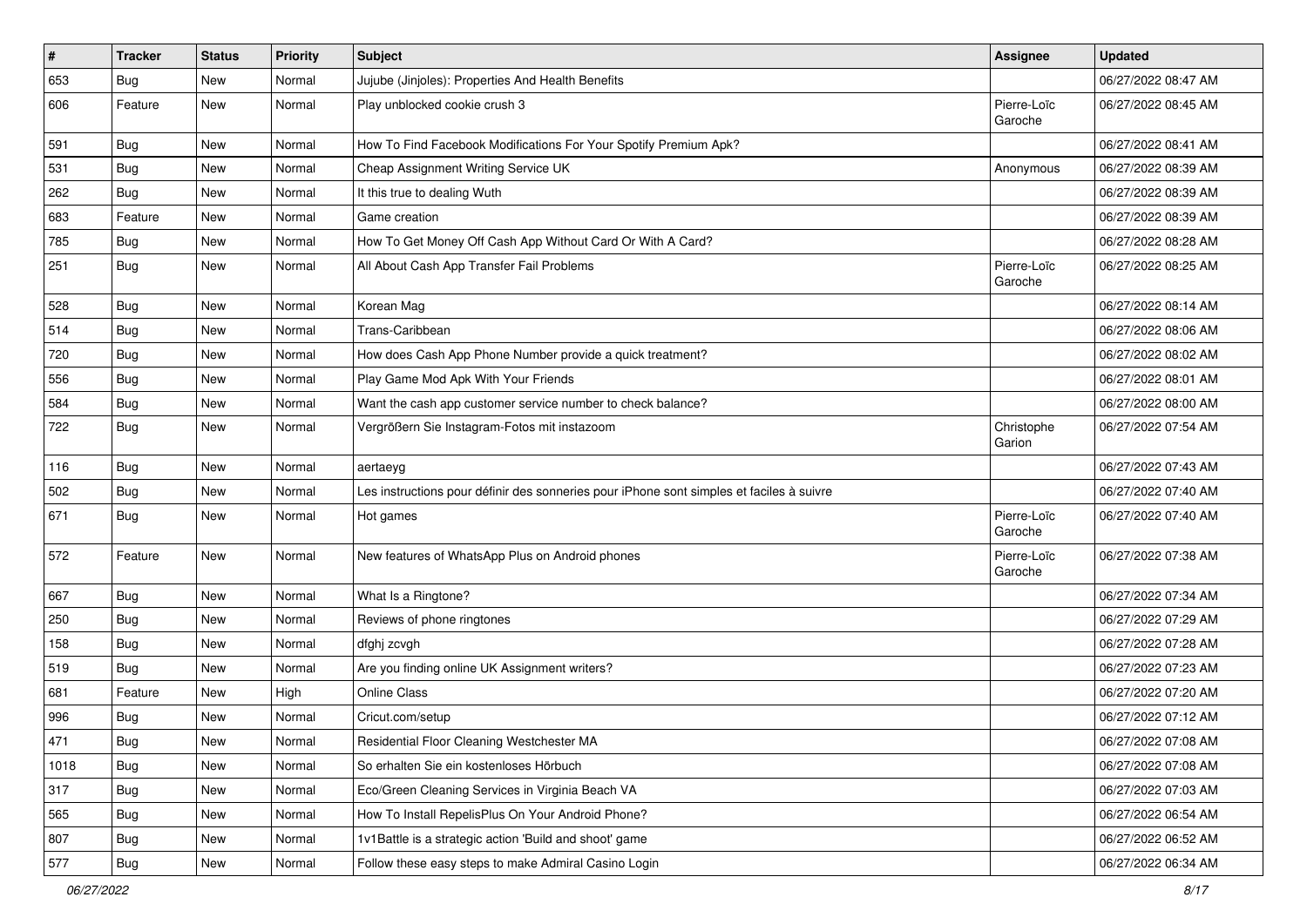| # | Tracker | Status | Priority | Subject | Assignee | Updated |
|---|---|---|---|---|---|---|
| 653 | Bug | New | Normal | Jujube (Jinjoles): Properties And Health Benefits | | 06/27/2022 08:47 AM |
| 606 | Feature | New | Normal | Play unblocked cookie crush 3 | Pierre-Loïc Garoche | 06/27/2022 08:45 AM |
| 591 | Bug | New | Normal | How To Find Facebook Modifications For Your Spotify Premium Apk? | | 06/27/2022 08:41 AM |
| 531 | Bug | New | Normal | Cheap Assignment Writing Service UK | Anonymous | 06/27/2022 08:39 AM |
| 262 | Bug | New | Normal | It this true to dealing Wuth | | 06/27/2022 08:39 AM |
| 683 | Feature | New | Normal | Game creation | | 06/27/2022 08:39 AM |
| 785 | Bug | New | Normal | How To Get Money Off Cash App Without Card Or With A Card? | | 06/27/2022 08:28 AM |
| 251 | Bug | New | Normal | All About Cash App Transfer Fail Problems | Pierre-Loïc Garoche | 06/27/2022 08:25 AM |
| 528 | Bug | New | Normal | Korean Mag | | 06/27/2022 08:14 AM |
| 514 | Bug | New | Normal | Trans-Caribbean | | 06/27/2022 08:06 AM |
| 720 | Bug | New | Normal | How does Cash App Phone Number provide a quick treatment? | | 06/27/2022 08:02 AM |
| 556 | Bug | New | Normal | Play Game Mod Apk With Your Friends | | 06/27/2022 08:01 AM |
| 584 | Bug | New | Normal | Want the cash app customer service number to check balance? | | 06/27/2022 08:00 AM |
| 722 | Bug | New | Normal | Vergrößern Sie Instagram-Fotos mit instazoom | Christophe Garion | 06/27/2022 07:54 AM |
| 116 | Bug | New | Normal | aertaeyg | | 06/27/2022 07:43 AM |
| 502 | Bug | New | Normal | Les instructions pour définir des sonneries pour iPhone sont simples et faciles à suivre | | 06/27/2022 07:40 AM |
| 671 | Bug | New | Normal | Hot games | Pierre-Loïc Garoche | 06/27/2022 07:40 AM |
| 572 | Feature | New | Normal | New features of WhatsApp Plus on Android phones | Pierre-Loïc Garoche | 06/27/2022 07:38 AM |
| 667 | Bug | New | Normal | What Is a Ringtone? | | 06/27/2022 07:34 AM |
| 250 | Bug | New | Normal | Reviews of phone ringtones | | 06/27/2022 07:29 AM |
| 158 | Bug | New | Normal | dfghj zcvgh | | 06/27/2022 07:28 AM |
| 519 | Bug | New | Normal | Are you finding online UK Assignment writers? | | 06/27/2022 07:23 AM |
| 681 | Feature | New | High | Online Class | | 06/27/2022 07:20 AM |
| 996 | Bug | New | Normal | Cricut.com/setup | | 06/27/2022 07:12 AM |
| 471 | Bug | New | Normal | Residential Floor Cleaning Westchester MA | | 06/27/2022 07:08 AM |
| 1018 | Bug | New | Normal | So erhalten Sie ein kostenloses Hörbuch | | 06/27/2022 07:08 AM |
| 317 | Bug | New | Normal | Eco/Green Cleaning Services in Virginia Beach VA | | 06/27/2022 07:03 AM |
| 565 | Bug | New | Normal | How To Install RepelisPlus On Your Android Phone? | | 06/27/2022 06:54 AM |
| 807 | Bug | New | Normal | 1v1Battle is a strategic action 'Build and shoot' game | | 06/27/2022 06:52 AM |
| 577 | Bug | New | Normal | Follow these easy steps to make Admiral Casino Login | | 06/27/2022 06:34 AM |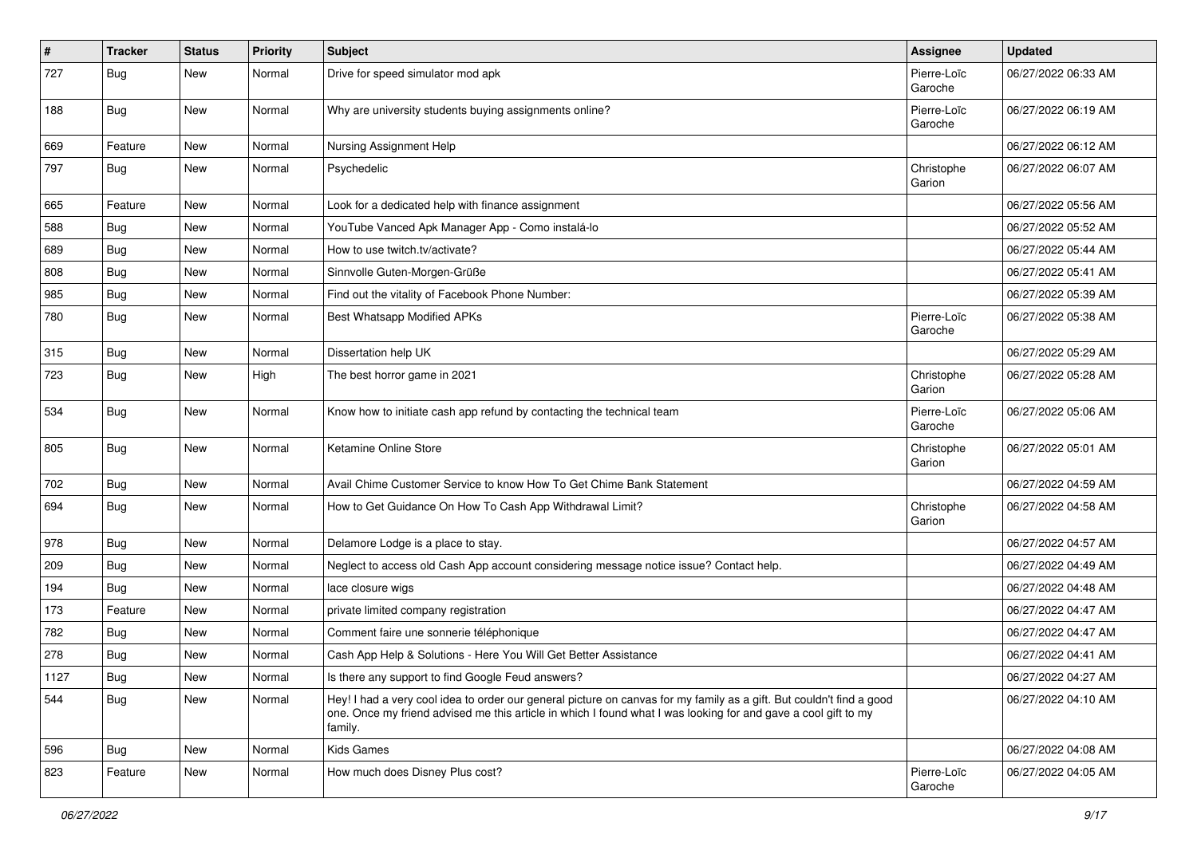| # | Tracker | Status | Priority | Subject | Assignee | Updated |
|---|---|---|---|---|---|---|
| 727 | Bug | New | Normal | Drive for speed simulator mod apk | Pierre-Loïc Garoche | 06/27/2022 06:33 AM |
| 188 | Bug | New | Normal | Why are university students buying assignments online? | Pierre-Loïc Garoche | 06/27/2022 06:19 AM |
| 669 | Feature | New | Normal | Nursing Assignment Help | | 06/27/2022 06:12 AM |
| 797 | Bug | New | Normal | Psychedelic | Christophe Garion | 06/27/2022 06:07 AM |
| 665 | Feature | New | Normal | Look for a dedicated help with finance assignment | | 06/27/2022 05:56 AM |
| 588 | Bug | New | Normal | YouTube Vanced Apk Manager App - Como instalá-lo | | 06/27/2022 05:52 AM |
| 689 | Bug | New | Normal | How to use twitch.tv/activate? | | 06/27/2022 05:44 AM |
| 808 | Bug | New | Normal | Sinnvolle Guten-Morgen-Grüße | | 06/27/2022 05:41 AM |
| 985 | Bug | New | Normal | Find out the vitality of Facebook Phone Number: | | 06/27/2022 05:39 AM |
| 780 | Bug | New | Normal | Best Whatsapp Modified APKs | Pierre-Loïc Garoche | 06/27/2022 05:38 AM |
| 315 | Bug | New | Normal | Dissertation help UK | | 06/27/2022 05:29 AM |
| 723 | Bug | New | High | The best horror game in 2021 | Christophe Garion | 06/27/2022 05:28 AM |
| 534 | Bug | New | Normal | Know how to initiate cash app refund by contacting the technical team | Pierre-Loïc Garoche | 06/27/2022 05:06 AM |
| 805 | Bug | New | Normal | Ketamine Online Store | Christophe Garion | 06/27/2022 05:01 AM |
| 702 | Bug | New | Normal | Avail Chime Customer Service to know How To Get Chime Bank Statement | | 06/27/2022 04:59 AM |
| 694 | Bug | New | Normal | How to Get Guidance On How To Cash App Withdrawal Limit? | Christophe Garion | 06/27/2022 04:58 AM |
| 978 | Bug | New | Normal | Delamore Lodge is a place to stay. | | 06/27/2022 04:57 AM |
| 209 | Bug | New | Normal | Neglect to access old Cash App account considering message notice issue? Contact help. | | 06/27/2022 04:49 AM |
| 194 | Bug | New | Normal | lace closure wigs | | 06/27/2022 04:48 AM |
| 173 | Feature | New | Normal | private limited company registration | | 06/27/2022 04:47 AM |
| 782 | Bug | New | Normal | Comment faire une sonnerie téléphonique | | 06/27/2022 04:47 AM |
| 278 | Bug | New | Normal | Cash App Help & Solutions - Here You Will Get Better Assistance | | 06/27/2022 04:41 AM |
| 1127 | Bug | New | Normal | Is there any support to find Google Feud answers? | | 06/27/2022 04:27 AM |
| 544 | Bug | New | Normal | Hey! I had a very cool idea to order our general picture on canvas for my family as a gift. But couldn't find a good one. Once my friend advised me this article in which I found what I was looking for and gave a cool gift to my family. | | 06/27/2022 04:10 AM |
| 596 | Bug | New | Normal | Kids Games | | 06/27/2022 04:08 AM |
| 823 | Feature | New | Normal | How much does Disney Plus cost? | Pierre-Loïc Garoche | 06/27/2022 04:05 AM |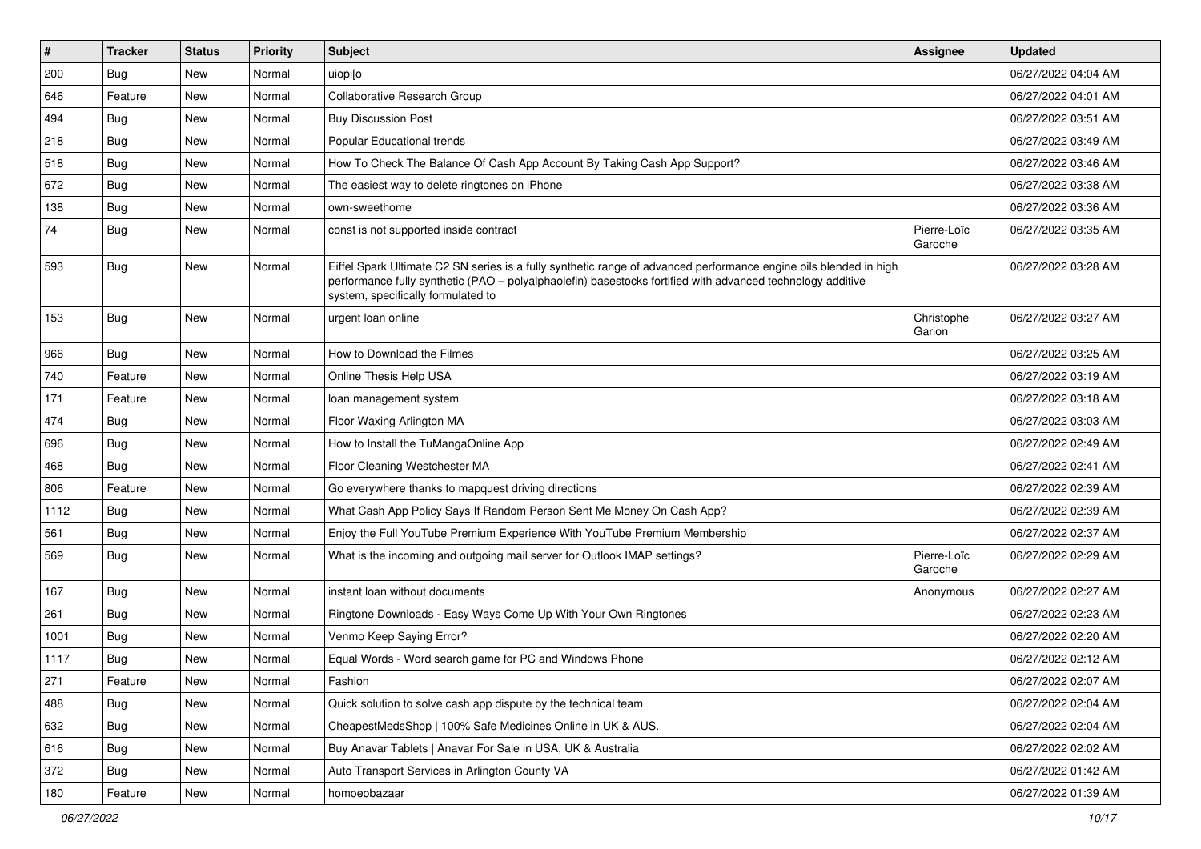| # | Tracker | Status | Priority | Subject | Assignee | Updated |
|---|---|---|---|---|---|---|
| 200 | Bug | New | Normal | uiopi[o | | 06/27/2022 04:04 AM |
| 646 | Feature | New | Normal | Collaborative Research Group | | 06/27/2022 04:01 AM |
| 494 | Bug | New | Normal | Buy Discussion Post | | 06/27/2022 03:51 AM |
| 218 | Bug | New | Normal | Popular Educational trends | | 06/27/2022 03:49 AM |
| 518 | Bug | New | Normal | How To Check The Balance Of Cash App Account By Taking Cash App Support? | | 06/27/2022 03:46 AM |
| 672 | Bug | New | Normal | The easiest way to delete ringtones on iPhone | | 06/27/2022 03:38 AM |
| 138 | Bug | New | Normal | own-sweethome | | 06/27/2022 03:36 AM |
| 74 | Bug | New | Normal | const is not supported inside contract | Pierre-Loïc Garoche | 06/27/2022 03:35 AM |
| 593 | Bug | New | Normal | Eiffel Spark Ultimate C2 SN series is a fully synthetic range of advanced performance engine oils blended in high performance fully synthetic (PAO – polyalphaolefin) basestocks fortified with advanced technology additive system, specifically formulated to | | 06/27/2022 03:28 AM |
| 153 | Bug | New | Normal | urgent loan online | Christophe Garion | 06/27/2022 03:27 AM |
| 966 | Bug | New | Normal | How to Download the Filmes | | 06/27/2022 03:25 AM |
| 740 | Feature | New | Normal | Online Thesis Help USA | | 06/27/2022 03:19 AM |
| 171 | Feature | New | Normal | loan management system | | 06/27/2022 03:18 AM |
| 474 | Bug | New | Normal | Floor Waxing Arlington MA | | 06/27/2022 03:03 AM |
| 696 | Bug | New | Normal | How to Install the TuMangaOnline App | | 06/27/2022 02:49 AM |
| 468 | Bug | New | Normal | Floor Cleaning Westchester MA | | 06/27/2022 02:41 AM |
| 806 | Feature | New | Normal | Go everywhere thanks to mapquest driving directions | | 06/27/2022 02:39 AM |
| 1112 | Bug | New | Normal | What Cash App Policy Says If Random Person Sent Me Money On Cash App? | | 06/27/2022 02:39 AM |
| 561 | Bug | New | Normal | Enjoy the Full YouTube Premium Experience With YouTube Premium Membership | | 06/27/2022 02:37 AM |
| 569 | Bug | New | Normal | What is the incoming and outgoing mail server for Outlook IMAP settings? | Pierre-Loïc Garoche | 06/27/2022 02:29 AM |
| 167 | Bug | New | Normal | instant loan without documents | Anonymous | 06/27/2022 02:27 AM |
| 261 | Bug | New | Normal | Ringtone Downloads - Easy Ways Come Up With Your Own Ringtones | | 06/27/2022 02:23 AM |
| 1001 | Bug | New | Normal | Venmo Keep Saying Error? | | 06/27/2022 02:20 AM |
| 1117 | Bug | New | Normal | Equal Words - Word search game for PC and Windows Phone | | 06/27/2022 02:12 AM |
| 271 | Feature | New | Normal | Fashion | | 06/27/2022 02:07 AM |
| 488 | Bug | New | Normal | Quick solution to solve cash app dispute by the technical team | | 06/27/2022 02:04 AM |
| 632 | Bug | New | Normal | CheapestMedsShop \| 100% Safe Medicines Online in UK & AUS. | | 06/27/2022 02:04 AM |
| 616 | Bug | New | Normal | Buy Anavar Tablets \| Anavar For Sale in USA, UK & Australia | | 06/27/2022 02:02 AM |
| 372 | Bug | New | Normal | Auto Transport Services in Arlington County VA | | 06/27/2022 01:42 AM |
| 180 | Feature | New | Normal | homoeobazaar | | 06/27/2022 01:39 AM |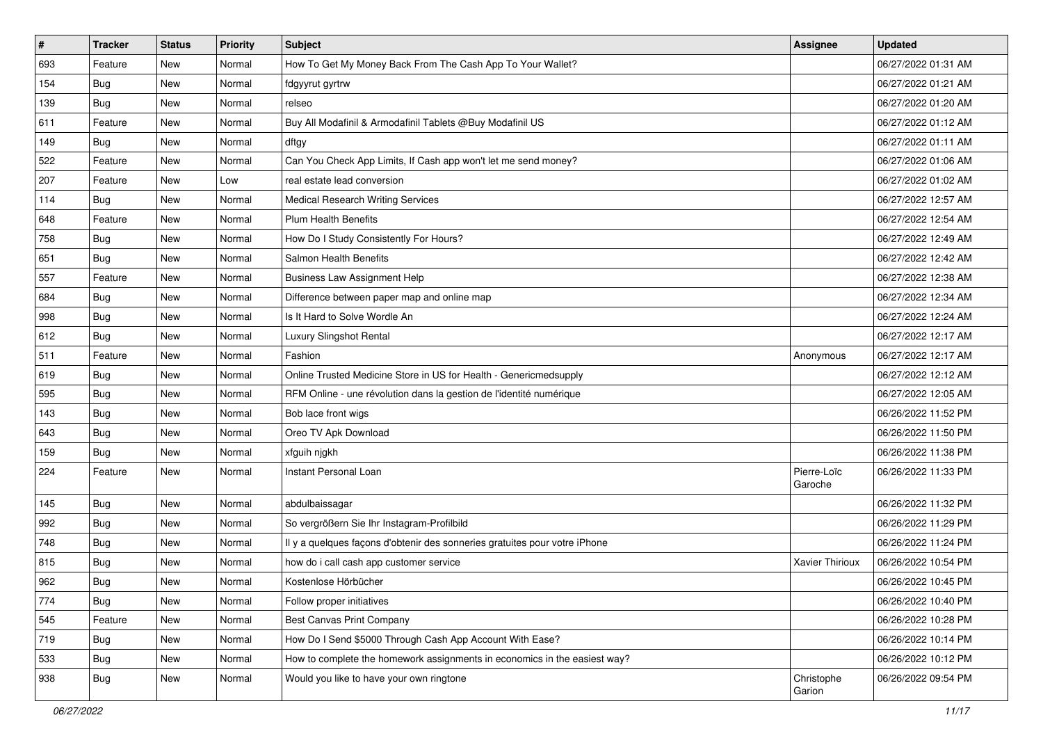| # | Tracker | Status | Priority | Subject | Assignee | Updated |
|---|---|---|---|---|---|---|
| 693 | Feature | New | Normal | How To Get My Money Back From The Cash App To Your Wallet? | | 06/27/2022 01:31 AM |
| 154 | Bug | New | Normal | fdgyyrut gyrtrw | | 06/27/2022 01:21 AM |
| 139 | Bug | New | Normal | relseo | | 06/27/2022 01:20 AM |
| 611 | Feature | New | Normal | Buy All Modafinil & Armodafinil Tablets @Buy Modafinil US | | 06/27/2022 01:12 AM |
| 149 | Bug | New | Normal | dftgy | | 06/27/2022 01:11 AM |
| 522 | Feature | New | Normal | Can You Check App Limits, If Cash app won't let me send money? | | 06/27/2022 01:06 AM |
| 207 | Feature | New | Low | real estate lead conversion | | 06/27/2022 01:02 AM |
| 114 | Bug | New | Normal | Medical Research Writing Services | | 06/27/2022 12:57 AM |
| 648 | Feature | New | Normal | Plum Health Benefits | | 06/27/2022 12:54 AM |
| 758 | Bug | New | Normal | How Do I Study Consistently For Hours? | | 06/27/2022 12:49 AM |
| 651 | Bug | New | Normal | Salmon Health Benefits | | 06/27/2022 12:42 AM |
| 557 | Feature | New | Normal | Business Law Assignment Help | | 06/27/2022 12:38 AM |
| 684 | Bug | New | Normal | Difference between paper map and online map | | 06/27/2022 12:34 AM |
| 998 | Bug | New | Normal | Is It Hard to Solve Wordle An | | 06/27/2022 12:24 AM |
| 612 | Bug | New | Normal | Luxury Slingshot Rental | | 06/27/2022 12:17 AM |
| 511 | Feature | New | Normal | Fashion | Anonymous | 06/27/2022 12:17 AM |
| 619 | Bug | New | Normal | Online Trusted Medicine Store in US for Health - Genericmedsupply | | 06/27/2022 12:12 AM |
| 595 | Bug | New | Normal | RFM Online - une révolution dans la gestion de l'identité numérique | | 06/27/2022 12:05 AM |
| 143 | Bug | New | Normal | Bob lace front wigs | | 06/26/2022 11:52 PM |
| 643 | Bug | New | Normal | Oreo TV Apk Download | | 06/26/2022 11:50 PM |
| 159 | Bug | New | Normal | xfguih njgkh | | 06/26/2022 11:38 PM |
| 224 | Feature | New | Normal | Instant Personal Loan | Pierre-Loïc Garoche | 06/26/2022 11:33 PM |
| 145 | Bug | New | Normal | abdulbaissagar | | 06/26/2022 11:32 PM |
| 992 | Bug | New | Normal | So vergrößern Sie Ihr Instagram-Profilbild | | 06/26/2022 11:29 PM |
| 748 | Bug | New | Normal | Il y a quelques façons d'obtenir des sonneries gratuites pour votre iPhone | | 06/26/2022 11:24 PM |
| 815 | Bug | New | Normal | how do i call cash app customer service | Xavier Thirioux | 06/26/2022 10:54 PM |
| 962 | Bug | New | Normal | Kostenlose Hörbücher | | 06/26/2022 10:45 PM |
| 774 | Bug | New | Normal | Follow proper initiatives | | 06/26/2022 10:40 PM |
| 545 | Feature | New | Normal | Best Canvas Print Company | | 06/26/2022 10:28 PM |
| 719 | Bug | New | Normal | How Do I Send $5000 Through Cash App Account With Ease? | | 06/26/2022 10:14 PM |
| 533 | Bug | New | Normal | How to complete the homework assignments in economics in the easiest way? | | 06/26/2022 10:12 PM |
| 938 | Bug | New | Normal | Would you like to have your own ringtone | Christophe Garion | 06/26/2022 09:54 PM |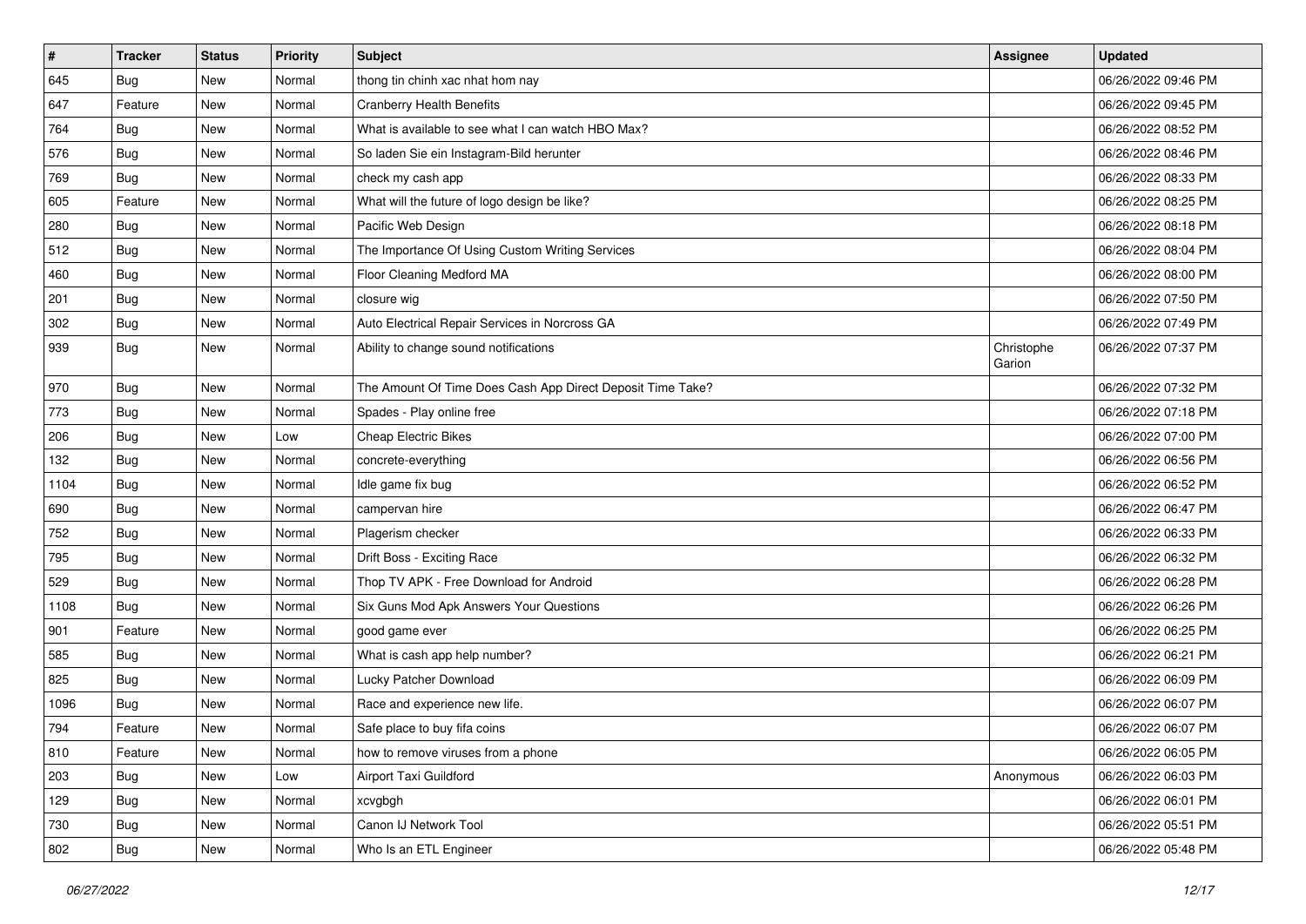| # | Tracker | Status | Priority | Subject | Assignee | Updated |
|---|---|---|---|---|---|---|
| 645 | Bug | New | Normal | thong tin chinh xac nhat hom nay | | 06/26/2022 09:46 PM |
| 647 | Feature | New | Normal | Cranberry Health Benefits | | 06/26/2022 09:45 PM |
| 764 | Bug | New | Normal | What is available to see what I can watch HBO Max? | | 06/26/2022 08:52 PM |
| 576 | Bug | New | Normal | So laden Sie ein Instagram-Bild herunter | | 06/26/2022 08:46 PM |
| 769 | Bug | New | Normal | check my cash app | | 06/26/2022 08:33 PM |
| 605 | Feature | New | Normal | What will the future of logo design be like? | | 06/26/2022 08:25 PM |
| 280 | Bug | New | Normal | Pacific Web Design | | 06/26/2022 08:18 PM |
| 512 | Bug | New | Normal | The Importance Of Using Custom Writing Services | | 06/26/2022 08:04 PM |
| 460 | Bug | New | Normal | Floor Cleaning Medford MA | | 06/26/2022 08:00 PM |
| 201 | Bug | New | Normal | closure wig | | 06/26/2022 07:50 PM |
| 302 | Bug | New | Normal | Auto Electrical Repair Services in Norcross GA | | 06/26/2022 07:49 PM |
| 939 | Bug | New | Normal | Ability to change sound notifications | Christophe Garion | 06/26/2022 07:37 PM |
| 970 | Bug | New | Normal | The Amount Of Time Does Cash App Direct Deposit Time Take? | | 06/26/2022 07:32 PM |
| 773 | Bug | New | Normal | Spades - Play online free | | 06/26/2022 07:18 PM |
| 206 | Bug | New | Low | Cheap Electric Bikes | | 06/26/2022 07:00 PM |
| 132 | Bug | New | Normal | concrete-everything | | 06/26/2022 06:56 PM |
| 1104 | Bug | New | Normal | Idle game fix bug | | 06/26/2022 06:52 PM |
| 690 | Bug | New | Normal | campervan hire | | 06/26/2022 06:47 PM |
| 752 | Bug | New | Normal | Plagerism checker | | 06/26/2022 06:33 PM |
| 795 | Bug | New | Normal | Drift Boss - Exciting Race | | 06/26/2022 06:32 PM |
| 529 | Bug | New | Normal | Thop TV APK - Free Download for Android | | 06/26/2022 06:28 PM |
| 1108 | Bug | New | Normal | Six Guns Mod Apk Answers Your Questions | | 06/26/2022 06:26 PM |
| 901 | Feature | New | Normal | good game ever | | 06/26/2022 06:25 PM |
| 585 | Bug | New | Normal | What is cash app help number? | | 06/26/2022 06:21 PM |
| 825 | Bug | New | Normal | Lucky Patcher Download | | 06/26/2022 06:09 PM |
| 1096 | Bug | New | Normal | Race and experience new life. | | 06/26/2022 06:07 PM |
| 794 | Feature | New | Normal | Safe place to buy fifa coins | | 06/26/2022 06:07 PM |
| 810 | Feature | New | Normal | how to remove viruses from a phone | | 06/26/2022 06:05 PM |
| 203 | Bug | New | Low | Airport Taxi Guildford | Anonymous | 06/26/2022 06:03 PM |
| 129 | Bug | New | Normal | xcvgbgh | | 06/26/2022 06:01 PM |
| 730 | Bug | New | Normal | Canon IJ Network Tool | | 06/26/2022 05:51 PM |
| 802 | Bug | New | Normal | Who Is an ETL Engineer | | 06/26/2022 05:48 PM |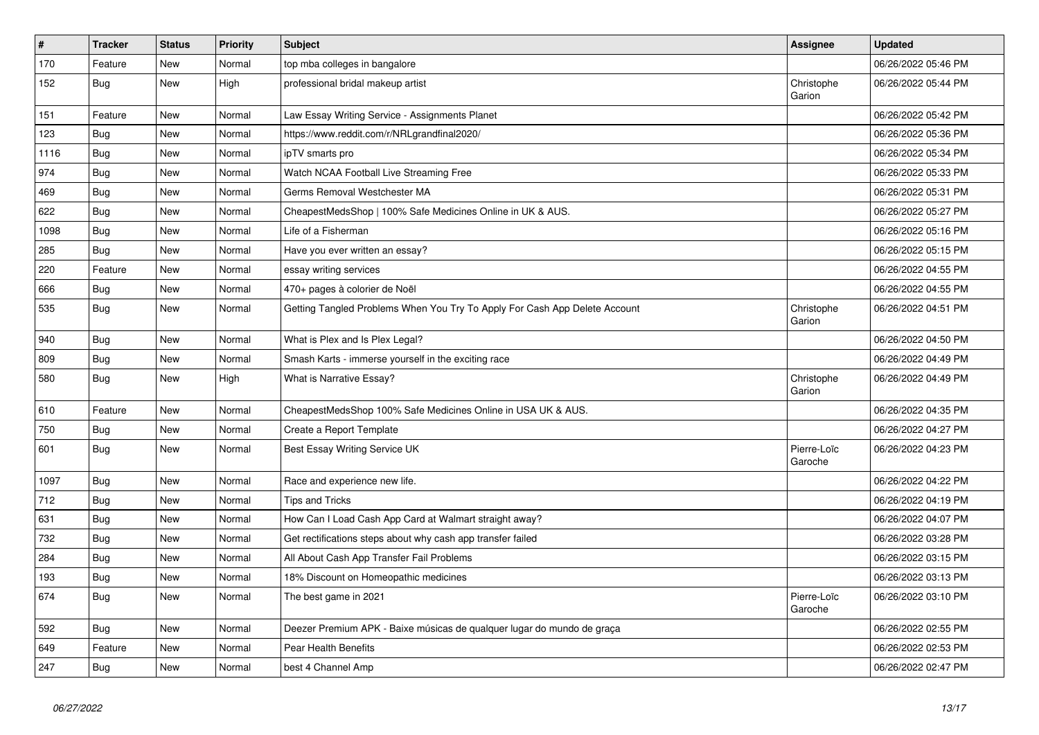| # | Tracker | Status | Priority | Subject | Assignee | Updated |
| --- | --- | --- | --- | --- | --- | --- |
| 170 | Feature | New | Normal | top mba colleges in bangalore | | 06/26/2022 05:46 PM |
| 152 | Bug | New | High | professional bridal makeup artist | Christophe Garion | 06/26/2022 05:44 PM |
| 151 | Feature | New | Normal | Law Essay Writing Service - Assignments Planet | | 06/26/2022 05:42 PM |
| 123 | Bug | New | Normal | https://www.reddit.com/r/NRLgrandfinal2020/ | | 06/26/2022 05:36 PM |
| 1116 | Bug | New | Normal | ipTV smarts pro | | 06/26/2022 05:34 PM |
| 974 | Bug | New | Normal | Watch NCAA Football Live Streaming Free | | 06/26/2022 05:33 PM |
| 469 | Bug | New | Normal | Germs Removal Westchester MA | | 06/26/2022 05:31 PM |
| 622 | Bug | New | Normal | CheapestMedsShop \| 100% Safe Medicines Online in UK & AUS. | | 06/26/2022 05:27 PM |
| 1098 | Bug | New | Normal | Life of a Fisherman | | 06/26/2022 05:16 PM |
| 285 | Bug | New | Normal | Have you ever written an essay? | | 06/26/2022 05:15 PM |
| 220 | Feature | New | Normal | essay writing services | | 06/26/2022 04:55 PM |
| 666 | Bug | New | Normal | 470+ pages à colorier de Noël | | 06/26/2022 04:55 PM |
| 535 | Bug | New | Normal | Getting Tangled Problems When You Try To Apply For Cash App Delete Account | Christophe Garion | 06/26/2022 04:51 PM |
| 940 | Bug | New | Normal | What is Plex and Is Plex Legal? | | 06/26/2022 04:50 PM |
| 809 | Bug | New | Normal | Smash Karts - immerse yourself in the exciting race | | 06/26/2022 04:49 PM |
| 580 | Bug | New | High | What is Narrative Essay? | Christophe Garion | 06/26/2022 04:49 PM |
| 610 | Feature | New | Normal | CheapestMedsShop 100% Safe Medicines Online in USA UK & AUS. | | 06/26/2022 04:35 PM |
| 750 | Bug | New | Normal | Create a Report Template | | 06/26/2022 04:27 PM |
| 601 | Bug | New | Normal | Best Essay Writing Service UK | Pierre-Loïc Garoche | 06/26/2022 04:23 PM |
| 1097 | Bug | New | Normal | Race and experience new life. | | 06/26/2022 04:22 PM |
| 712 | Bug | New | Normal | Tips and Tricks | | 06/26/2022 04:19 PM |
| 631 | Bug | New | Normal | How Can I Load Cash App Card at Walmart straight away? | | 06/26/2022 04:07 PM |
| 732 | Bug | New | Normal | Get rectifications steps about why cash app transfer failed | | 06/26/2022 03:28 PM |
| 284 | Bug | New | Normal | All About Cash App Transfer Fail Problems | | 06/26/2022 03:15 PM |
| 193 | Bug | New | Normal | 18% Discount on Homeopathic medicines | | 06/26/2022 03:13 PM |
| 674 | Bug | New | Normal | The best game in 2021 | Pierre-Loïc Garoche | 06/26/2022 03:10 PM |
| 592 | Bug | New | Normal | Deezer Premium APK - Baixe músicas de qualquer lugar do mundo de graça | | 06/26/2022 02:55 PM |
| 649 | Feature | New | Normal | Pear Health Benefits | | 06/26/2022 02:53 PM |
| 247 | Bug | New | Normal | best 4 Channel Amp | | 06/26/2022 02:47 PM |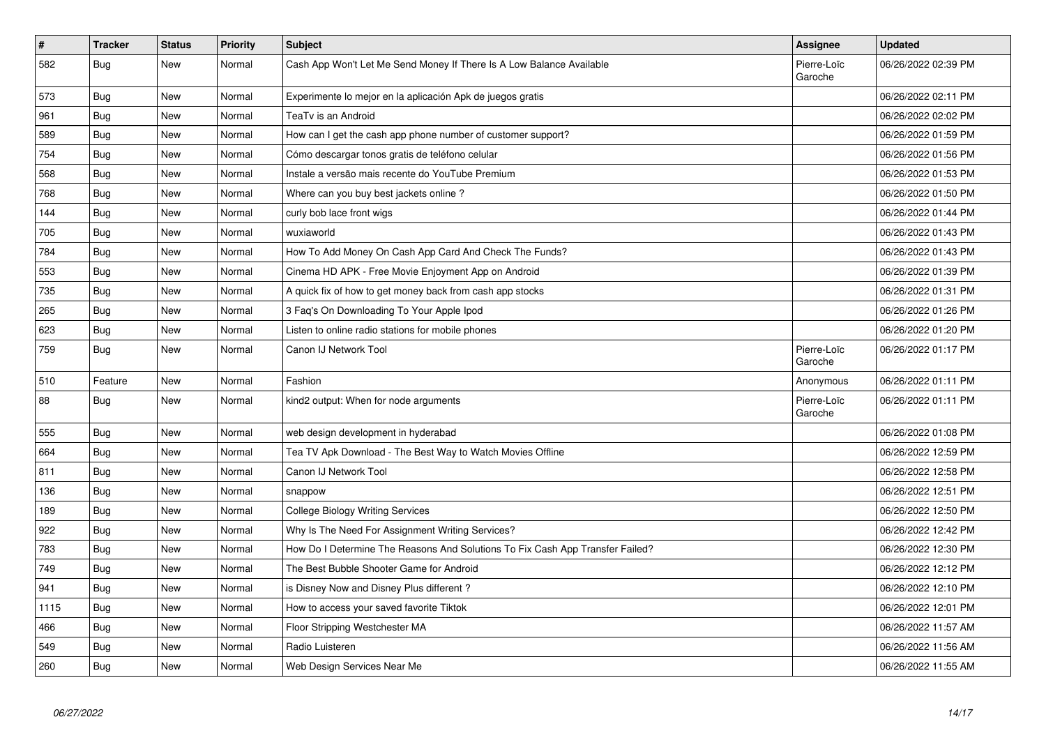| # | Tracker | Status | Priority | Subject | Assignee | Updated |
|---|---|---|---|---|---|---|
| 582 | Bug | New | Normal | Cash App Won't Let Me Send Money If There Is A Low Balance Available | Pierre-Loïc Garoche | 06/26/2022 02:39 PM |
| 573 | Bug | New | Normal | Experimente lo mejor en la aplicación Apk de juegos gratis | | 06/26/2022 02:11 PM |
| 961 | Bug | New | Normal | TeaTv is an Android | | 06/26/2022 02:02 PM |
| 589 | Bug | New | Normal | How can I get the cash app phone number of customer support? | | 06/26/2022 01:59 PM |
| 754 | Bug | New | Normal | Cómo descargar tonos gratis de teléfono celular | | 06/26/2022 01:56 PM |
| 568 | Bug | New | Normal | Instale a versão mais recente do YouTube Premium | | 06/26/2022 01:53 PM |
| 768 | Bug | New | Normal | Where can you buy best jackets online ? | | 06/26/2022 01:50 PM |
| 144 | Bug | New | Normal | curly bob lace front wigs | | 06/26/2022 01:44 PM |
| 705 | Bug | New | Normal | wuxiaworld | | 06/26/2022 01:43 PM |
| 784 | Bug | New | Normal | How To Add Money On Cash App Card And Check The Funds? | | 06/26/2022 01:43 PM |
| 553 | Bug | New | Normal | Cinema HD APK - Free Movie Enjoyment App on Android | | 06/26/2022 01:39 PM |
| 735 | Bug | New | Normal | A quick fix of how to get money back from cash app stocks | | 06/26/2022 01:31 PM |
| 265 | Bug | New | Normal | 3 Faq's On Downloading To Your Apple Ipod | | 06/26/2022 01:26 PM |
| 623 | Bug | New | Normal | Listen to online radio stations for mobile phones | | 06/26/2022 01:20 PM |
| 759 | Bug | New | Normal | Canon IJ Network Tool | Pierre-Loïc Garoche | 06/26/2022 01:17 PM |
| 510 | Feature | New | Normal | Fashion | Anonymous | 06/26/2022 01:11 PM |
| 88 | Bug | New | Normal | kind2 output: When for node arguments | Pierre-Loïc Garoche | 06/26/2022 01:11 PM |
| 555 | Bug | New | Normal | web design development in hyderabad | | 06/26/2022 01:08 PM |
| 664 | Bug | New | Normal | Tea TV Apk Download - The Best Way to Watch Movies Offline | | 06/26/2022 12:59 PM |
| 811 | Bug | New | Normal | Canon IJ Network Tool | | 06/26/2022 12:58 PM |
| 136 | Bug | New | Normal | snappow | | 06/26/2022 12:51 PM |
| 189 | Bug | New | Normal | College Biology Writing Services | | 06/26/2022 12:50 PM |
| 922 | Bug | New | Normal | Why Is The Need For Assignment Writing Services? | | 06/26/2022 12:42 PM |
| 783 | Bug | New | Normal | How Do I Determine The Reasons And Solutions To Fix Cash App Transfer Failed? | | 06/26/2022 12:30 PM |
| 749 | Bug | New | Normal | The Best Bubble Shooter Game for Android | | 06/26/2022 12:12 PM |
| 941 | Bug | New | Normal | is Disney Now and Disney Plus different ? | | 06/26/2022 12:10 PM |
| 1115 | Bug | New | Normal | How to access your saved favorite Tiktok | | 06/26/2022 12:01 PM |
| 466 | Bug | New | Normal | Floor Stripping Westchester MA | | 06/26/2022 11:57 AM |
| 549 | Bug | New | Normal | Radio Luisteren | | 06/26/2022 11:56 AM |
| 260 | Bug | New | Normal | Web Design Services Near Me | | 06/26/2022 11:55 AM |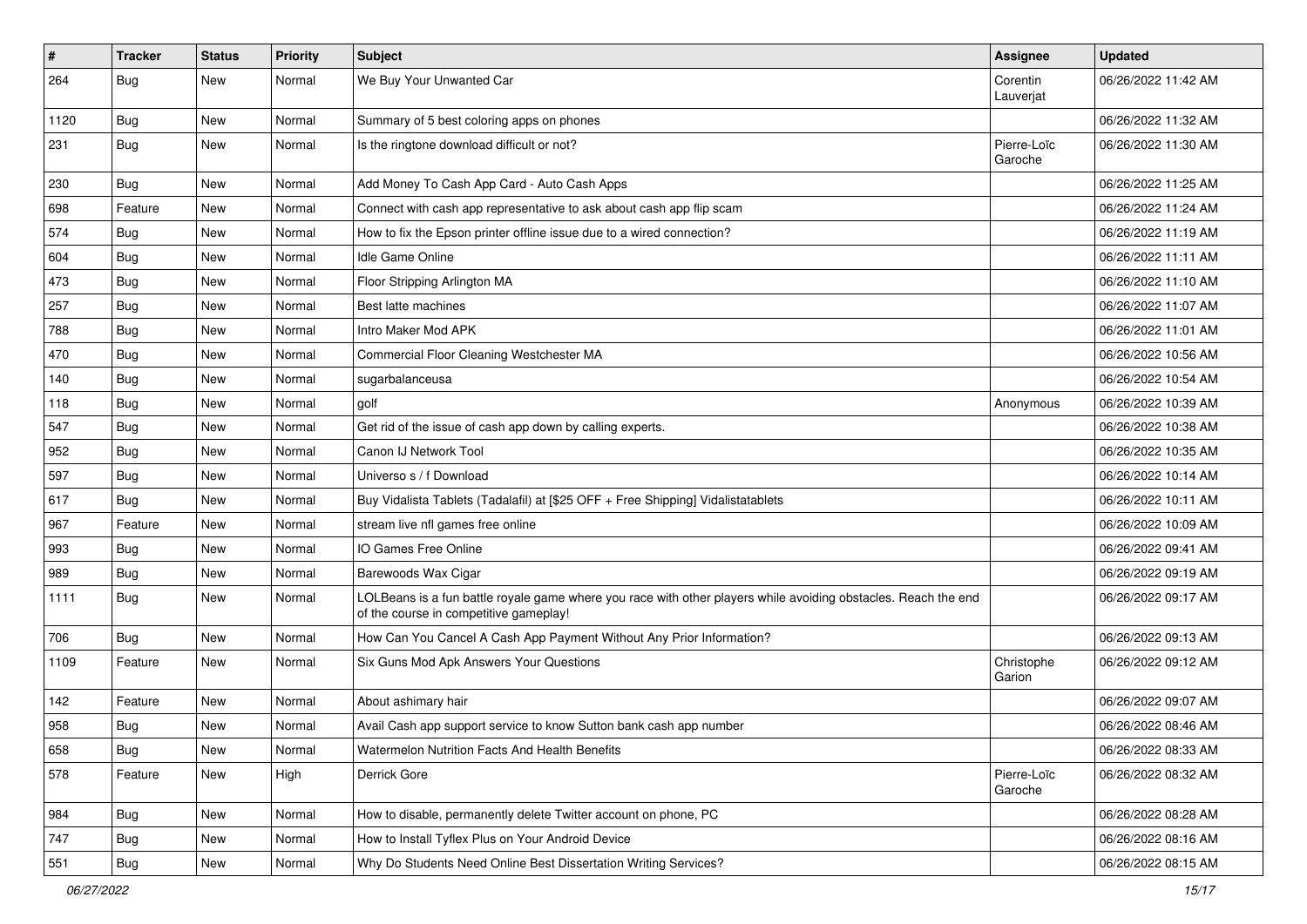| # | Tracker | Status | Priority | Subject | Assignee | Updated |
|---|---|---|---|---|---|---|
| 264 | Bug | New | Normal | We Buy Your Unwanted Car | Corentin Lauverjat | 06/26/2022 11:42 AM |
| 1120 | Bug | New | Normal | Summary of 5 best coloring apps on phones | | 06/26/2022 11:32 AM |
| 231 | Bug | New | Normal | Is the ringtone download difficult or not? | Pierre-Loïc Garoche | 06/26/2022 11:30 AM |
| 230 | Bug | New | Normal | Add Money To Cash App Card - Auto Cash Apps | | 06/26/2022 11:25 AM |
| 698 | Feature | New | Normal | Connect with cash app representative to ask about cash app flip scam | | 06/26/2022 11:24 AM |
| 574 | Bug | New | Normal | How to fix the Epson printer offline issue due to a wired connection? | | 06/26/2022 11:19 AM |
| 604 | Bug | New | Normal | Idle Game Online | | 06/26/2022 11:11 AM |
| 473 | Bug | New | Normal | Floor Stripping Arlington MA | | 06/26/2022 11:10 AM |
| 257 | Bug | New | Normal | Best latte machines | | 06/26/2022 11:07 AM |
| 788 | Bug | New | Normal | Intro Maker Mod APK | | 06/26/2022 11:01 AM |
| 470 | Bug | New | Normal | Commercial Floor Cleaning Westchester MA | | 06/26/2022 10:56 AM |
| 140 | Bug | New | Normal | sugarbalanceusa | | 06/26/2022 10:54 AM |
| 118 | Bug | New | Normal | golf | Anonymous | 06/26/2022 10:39 AM |
| 547 | Bug | New | Normal | Get rid of the issue of cash app down by calling experts. | | 06/26/2022 10:38 AM |
| 952 | Bug | New | Normal | Canon IJ Network Tool | | 06/26/2022 10:35 AM |
| 597 | Bug | New | Normal | Universo s / f Download | | 06/26/2022 10:14 AM |
| 617 | Bug | New | Normal | Buy Vidalista Tablets (Tadalafil) at [$25 OFF + Free Shipping] Vidalistatablets | | 06/26/2022 10:11 AM |
| 967 | Feature | New | Normal | stream live nfl games free online | | 06/26/2022 10:09 AM |
| 993 | Bug | New | Normal | IO Games Free Online | | 06/26/2022 09:41 AM |
| 989 | Bug | New | Normal | Barewoods Wax Cigar | | 06/26/2022 09:19 AM |
| 1111 | Bug | New | Normal | LOLBeans is a fun battle royale game where you race with other players while avoiding obstacles. Reach the end of the course in competitive gameplay! | | 06/26/2022 09:17 AM |
| 706 | Bug | New | Normal | How Can You Cancel A Cash App Payment Without Any Prior Information? | | 06/26/2022 09:13 AM |
| 1109 | Feature | New | Normal | Six Guns Mod Apk Answers Your Questions | Christophe Garion | 06/26/2022 09:12 AM |
| 142 | Feature | New | Normal | About ashimary hair | | 06/26/2022 09:07 AM |
| 958 | Bug | New | Normal | Avail Cash app support service to know Sutton bank cash app number | | 06/26/2022 08:46 AM |
| 658 | Bug | New | Normal | Watermelon Nutrition Facts And Health Benefits | | 06/26/2022 08:33 AM |
| 578 | Feature | New | High | Derrick Gore | Pierre-Loïc Garoche | 06/26/2022 08:32 AM |
| 984 | Bug | New | Normal | How to disable, permanently delete Twitter account on phone, PC | | 06/26/2022 08:28 AM |
| 747 | Bug | New | Normal | How to Install Tyflex Plus on Your Android Device | | 06/26/2022 08:16 AM |
| 551 | Bug | New | Normal | Why Do Students Need Online Best Dissertation Writing Services? | | 06/26/2022 08:15 AM |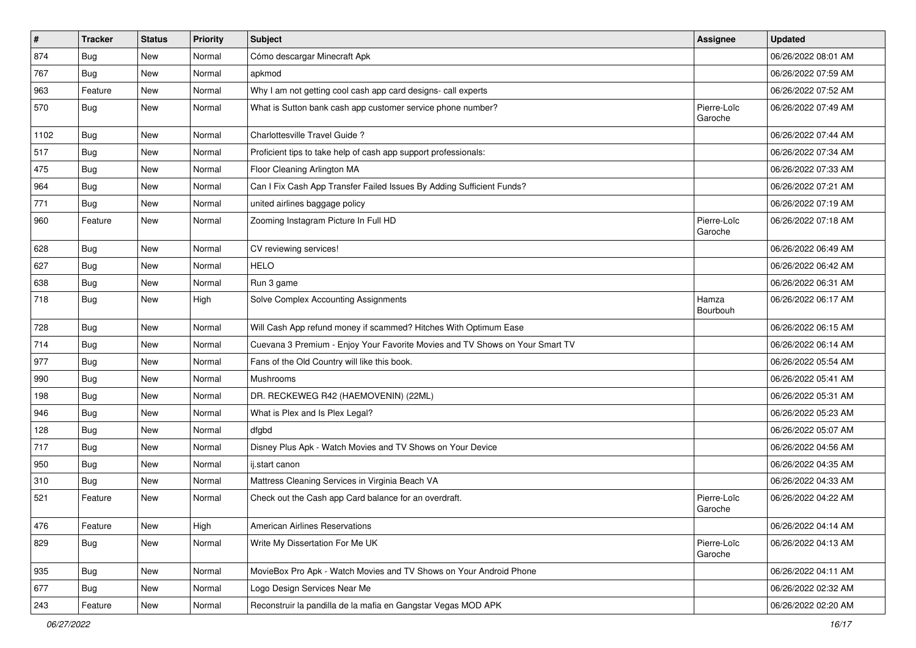| # | Tracker | Status | Priority | Subject | Assignee | Updated |
|---|---|---|---|---|---|---|
| 874 | Bug | New | Normal | Cómo descargar Minecraft Apk | | 06/26/2022 08:01 AM |
| 767 | Bug | New | Normal | apkmod | | 06/26/2022 07:59 AM |
| 963 | Feature | New | Normal | Why I am not getting cool cash app card designs- call experts | | 06/26/2022 07:52 AM |
| 570 | Bug | New | Normal | What is Sutton bank cash app customer service phone number? | Pierre-Loïc Garoche | 06/26/2022 07:49 AM |
| 1102 | Bug | New | Normal | Charlottesville Travel Guide ? | | 06/26/2022 07:44 AM |
| 517 | Bug | New | Normal | Proficient tips to take help of cash app support professionals: | | 06/26/2022 07:34 AM |
| 475 | Bug | New | Normal | Floor Cleaning Arlington MA | | 06/26/2022 07:33 AM |
| 964 | Bug | New | Normal | Can I Fix Cash App Transfer Failed Issues By Adding Sufficient Funds? | | 06/26/2022 07:21 AM |
| 771 | Bug | New | Normal | united airlines baggage policy | | 06/26/2022 07:19 AM |
| 960 | Feature | New | Normal | Zooming Instagram Picture In Full HD | Pierre-Loïc Garoche | 06/26/2022 07:18 AM |
| 628 | Bug | New | Normal | CV reviewing services! | | 06/26/2022 06:49 AM |
| 627 | Bug | New | Normal | HELO | | 06/26/2022 06:42 AM |
| 638 | Bug | New | Normal | Run 3 game | | 06/26/2022 06:31 AM |
| 718 | Bug | New | High | Solve Complex Accounting Assignments | Hamza Bourbouh | 06/26/2022 06:17 AM |
| 728 | Bug | New | Normal | Will Cash App refund money if scammed? Hitches With Optimum Ease | | 06/26/2022 06:15 AM |
| 714 | Bug | New | Normal | Cuevana 3 Premium - Enjoy Your Favorite Movies and TV Shows on Your Smart TV | | 06/26/2022 06:14 AM |
| 977 | Bug | New | Normal | Fans of the Old Country will like this book. | | 06/26/2022 05:54 AM |
| 990 | Bug | New | Normal | Mushrooms | | 06/26/2022 05:41 AM |
| 198 | Bug | New | Normal | DR. RECKEWEG R42 (HAEMOVENIN) (22ML) | | 06/26/2022 05:31 AM |
| 946 | Bug | New | Normal | What is Plex and Is Plex Legal? | | 06/26/2022 05:23 AM |
| 128 | Bug | New | Normal | dfgbd | | 06/26/2022 05:07 AM |
| 717 | Bug | New | Normal | Disney Plus Apk - Watch Movies and TV Shows on Your Device | | 06/26/2022 04:56 AM |
| 950 | Bug | New | Normal | ij.start canon | | 06/26/2022 04:35 AM |
| 310 | Bug | New | Normal | Mattress Cleaning Services in Virginia Beach VA | | 06/26/2022 04:33 AM |
| 521 | Feature | New | Normal | Check out the Cash app Card balance for an overdraft. | Pierre-Loïc Garoche | 06/26/2022 04:22 AM |
| 476 | Feature | New | High | American Airlines Reservations | | 06/26/2022 04:14 AM |
| 829 | Bug | New | Normal | Write My Dissertation For Me UK | Pierre-Loïc Garoche | 06/26/2022 04:13 AM |
| 935 | Bug | New | Normal | MovieBox Pro Apk - Watch Movies and TV Shows on Your Android Phone | | 06/26/2022 04:11 AM |
| 677 | Bug | New | Normal | Logo Design Services Near Me | | 06/26/2022 02:32 AM |
| 243 | Feature | New | Normal | Reconstruir la pandilla de la mafia en Gangstar Vegas MOD APK | | 06/26/2022 02:20 AM |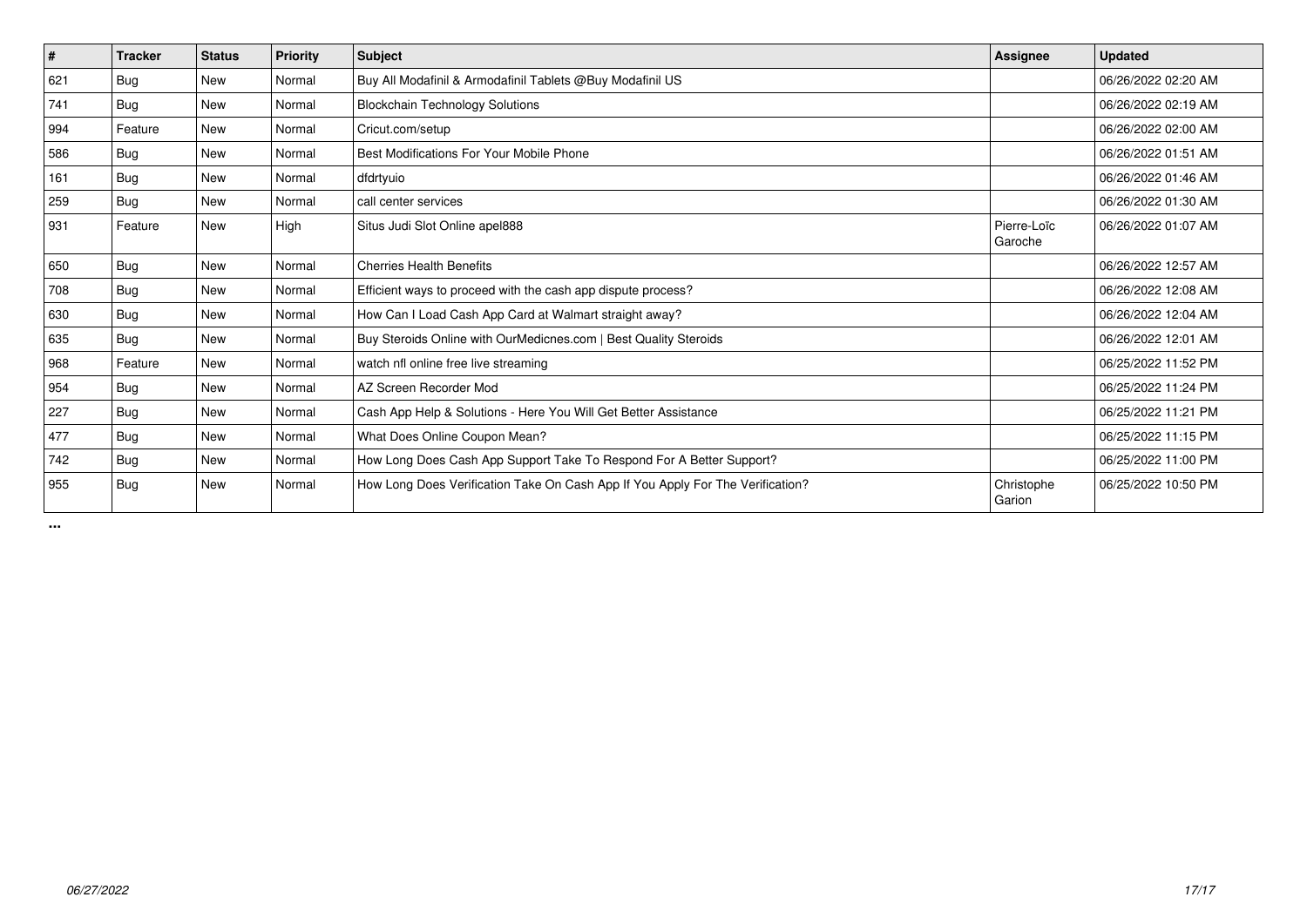| # | Tracker | Status | Priority | Subject | Assignee | Updated |
|---|---|---|---|---|---|---|
| 621 | Bug | New | Normal | Buy All Modafinil & Armodafinil Tablets @Buy Modafinil US | | 06/26/2022 02:20 AM |
| 741 | Bug | New | Normal | Blockchain Technology Solutions | | 06/26/2022 02:19 AM |
| 994 | Feature | New | Normal | Cricut.com/setup | | 06/26/2022 02:00 AM |
| 586 | Bug | New | Normal | Best Modifications For Your Mobile Phone | | 06/26/2022 01:51 AM |
| 161 | Bug | New | Normal | dfdrtyuio | | 06/26/2022 01:46 AM |
| 259 | Bug | New | Normal | call center services | | 06/26/2022 01:30 AM |
| 931 | Feature | New | High | Situs Judi Slot Online apel888 | Pierre-Loïc Garoche | 06/26/2022 01:07 AM |
| 650 | Bug | New | Normal | Cherries Health Benefits | | 06/26/2022 12:57 AM |
| 708 | Bug | New | Normal | Efficient ways to proceed with the cash app dispute process? | | 06/26/2022 12:08 AM |
| 630 | Bug | New | Normal | How Can I Load Cash App Card at Walmart straight away? | | 06/26/2022 12:04 AM |
| 635 | Bug | New | Normal | Buy Steroids Online with OurMedicnes.com \| Best Quality Steroids | | 06/26/2022 12:01 AM |
| 968 | Feature | New | Normal | watch nfl online free live streaming | | 06/25/2022 11:52 PM |
| 954 | Bug | New | Normal | AZ Screen Recorder Mod | | 06/25/2022 11:24 PM |
| 227 | Bug | New | Normal | Cash App Help & Solutions - Here You Will Get Better Assistance | | 06/25/2022 11:21 PM |
| 477 | Bug | New | Normal | What Does Online Coupon Mean? | | 06/25/2022 11:15 PM |
| 742 | Bug | New | Normal | How Long Does Cash App Support Take To Respond For A Better Support? | | 06/25/2022 11:00 PM |
| 955 | Bug | New | Normal | How Long Does Verification Take On Cash App If You Apply For The Verification? | Christophe Garion | 06/25/2022 10:50 PM |

...